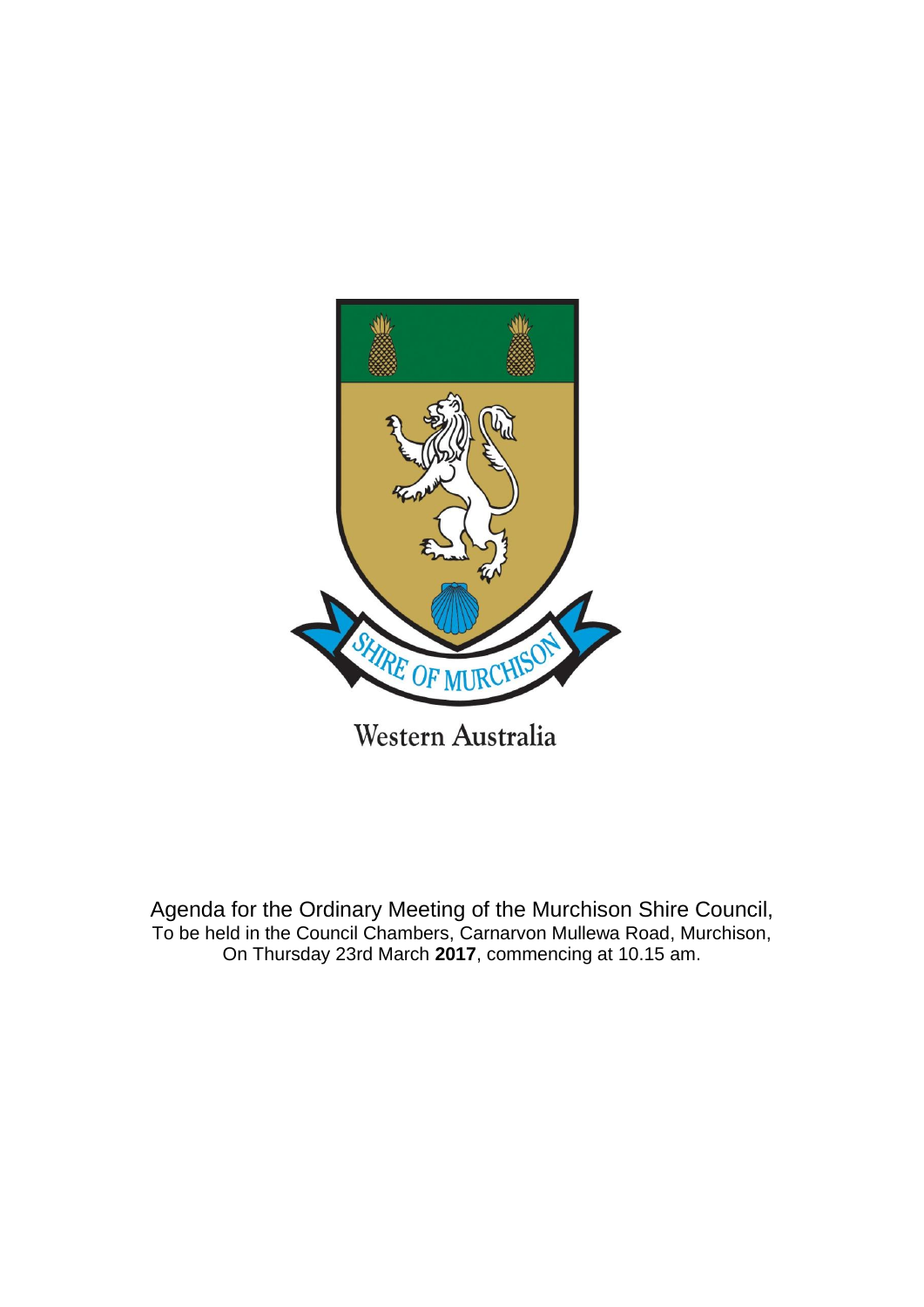SHIRE OF MURCHISON

Western Australia

Agenda for the Ordinary Meeting of the Murchison Shire Council,
To be held in the Council Chambers, Carnarvon Mullewa Road, Murchison,
On Thursday 23rd March **2017**, commencing at 10.15 am.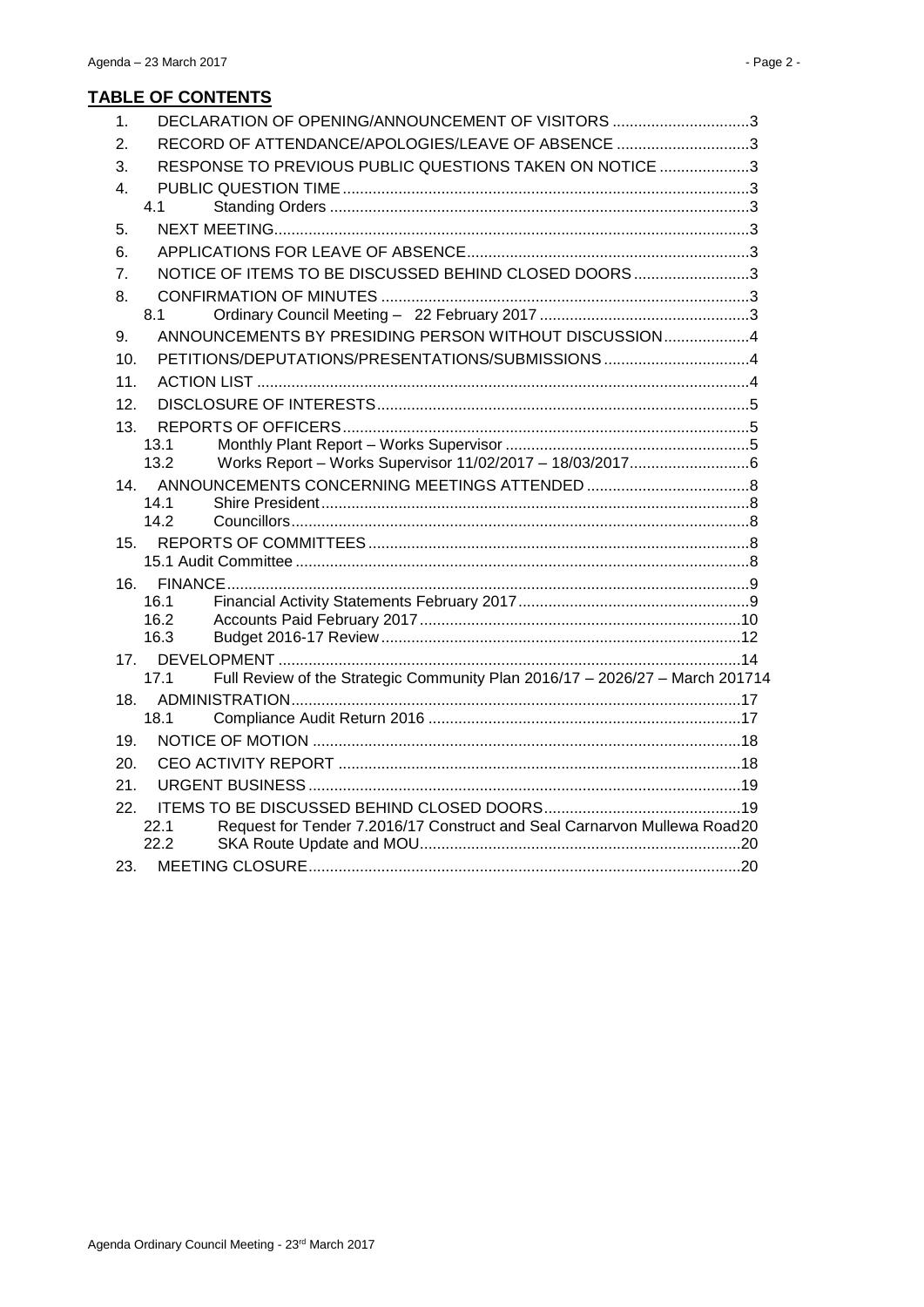**TABLE OF CONTENTS**

1. DECLARATION OF OPENING/ANNOUNCEMENT OF VISITORS ................................3
2. RECORD OF ATTENDANCE/APOLOGIES/LEAVE OF ABSENCE ...............................3
3. RESPONSE TO PREVIOUS PUBLIC QUESTIONS TAKEN ON NOTICE .....................3
4. PUBLIC QUESTION TIME ..............................................................................................3
   - 4.1 Standing Orders .................................................................................................3
5. NEXT MEETING..............................................................................................................3
6. APPLICATIONS FOR LEAVE OF ABSENCE.................................................................3
7. NOTICE OF ITEMS TO BE DISCUSSED BEHIND CLOSED DOORS...........................3
8. CONFIRMATION OF MINUTES .....................................................................................3
   - 8.1 Ordinary Council Meeting – 22 February 2017 .................................................3
9. ANNOUNCEMENTS BY PRESIDING PERSON WITHOUT DISCUSSION....................4
10. PETITIONS/DEPUTATIONS/PRESENTATIONS/SUBMISSIONS ..................................4
11. ACTION LIST ..................................................................................................................4
12. DISCLOSURE OF INTERESTS......................................................................................5
13. REPORTS OF OFFICERS..............................................................................................5
    - 13.1 Monthly Plant Report – Works Supervisor .........................................................5
    - 13.2 Works Report – Works Supervisor 11/02/2017 – 18/03/2017...........................6
14. ANNOUNCEMENTS CONCERNING MEETINGS ATTENDED ......................................8
    - 14.1 Shire President...................................................................................................8
    - 14.2 Councillors..........................................................................................................8
15. REPORTS OF COMMITTEES........................................................................................8
    - 15.1 Audit Committee .................................................................................................8
16. FINANCE.........................................................................................................................9
    - 16.1 Financial Activity Statements February 2017......................................................9
    - 16.2 Accounts Paid February 2017..........................................................................10
    - 16.3 Budget 2016-17 Review...................................................................................12
17. DEVELOPMENT ...........................................................................................................14
    - 17.1 Full Review of the Strategic Community Plan 2016/17 – 2026/27 – March 2017 14
18. ADMINISTRATION........................................................................................................17
    - 18.1 Compliance Audit Return 2016 ........................................................................17
19. NOTICE OF MOTION ...................................................................................................18
20. CEO ACTIVITY REPORT .............................................................................................18
21. URGENT BUSINESS ....................................................................................................19
22. ITEMS TO BE DISCUSSED BEHIND CLOSED DOORS..............................................19
    - 22.1 Request for Tender 7.2016/17 Construct and Seal Carnarvon Mullewa Road 20
    - 22.2 SKA Route Update and MOU...........................................................................20
23. MEETING CLOSURE....................................................................................................20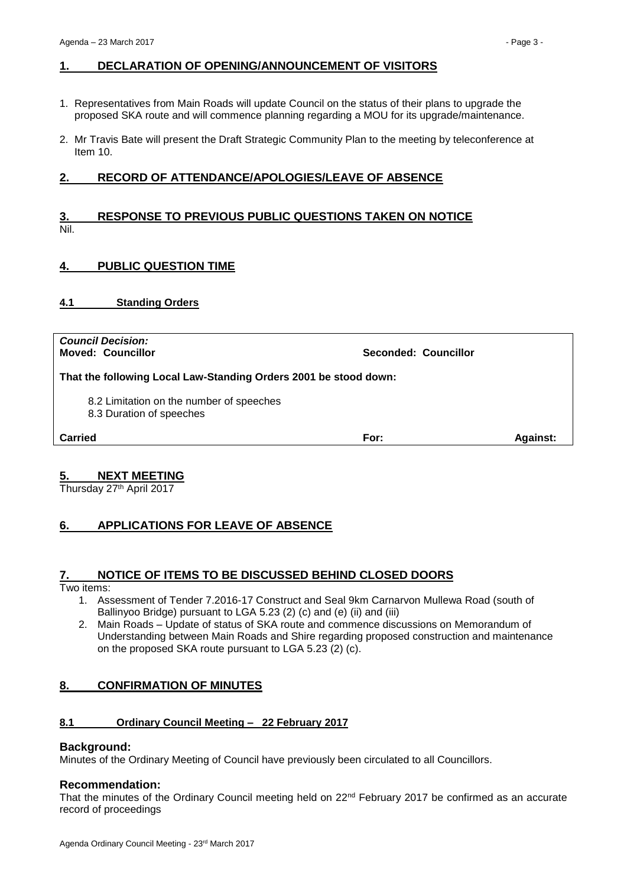## 1. DECLARATION OF OPENING/ANNOUNCEMENT OF VISITORS

1. Representatives from Main Roads will update Council on the status of their plans to upgrade the proposed SKA route and will commence planning regarding a MOU for its upgrade/maintenance.
2. Mr Travis Bate will present the Draft Strategic Community Plan to the meeting by teleconference at Item 10.

## 2. RECORD OF ATTENDANCE/APOLOGIES/LEAVE OF ABSENCE

## 3. RESPONSE TO PREVIOUS PUBLIC QUESTIONS TAKEN ON NOTICE

Nil.

## 4. PUBLIC QUESTION TIME

### 4.1 Standing Orders

| *Council Decision:* | | |
|---|---|---|
| **Moved: Councillor** | **Seconded: Councillor** | |
| **That the following Local Law-Standing Orders 2001 be stood down:**<br><br>8.2 Limitation on the number of speeches<br>8.3 Duration of speeches | | |
| **Carried** | **For:** | **Against:** |

## 5. NEXT MEETING

Thursday 27th April 2017

## 6. APPLICATIONS FOR LEAVE OF ABSENCE

## 7. NOTICE OF ITEMS TO BE DISCUSSED BEHIND CLOSED DOORS

Two items:

1. Assessment of Tender 7.2016-17 Construct and Seal 9km Carnarvon Mullewa Road (south of Ballinyoo Bridge) pursuant to LGA 5.23 (2) (c) and (e) (ii) and (iii)
2. Main Roads – Update of status of SKA route and commence discussions on Memorandum of Understanding between Main Roads and Shire regarding proposed construction and maintenance on the proposed SKA route pursuant to LGA 5.23 (2) (c).

## 8. CONFIRMATION OF MINUTES

### 8.1 Ordinary Council Meeting – 22 February 2017

**Background:**

Minutes of the Ordinary Meeting of Council have previously been circulated to all Councillors.

**Recommendation:**

That the minutes of the Ordinary Council meeting held on 22nd February 2017 be confirmed as an accurate record of proceedings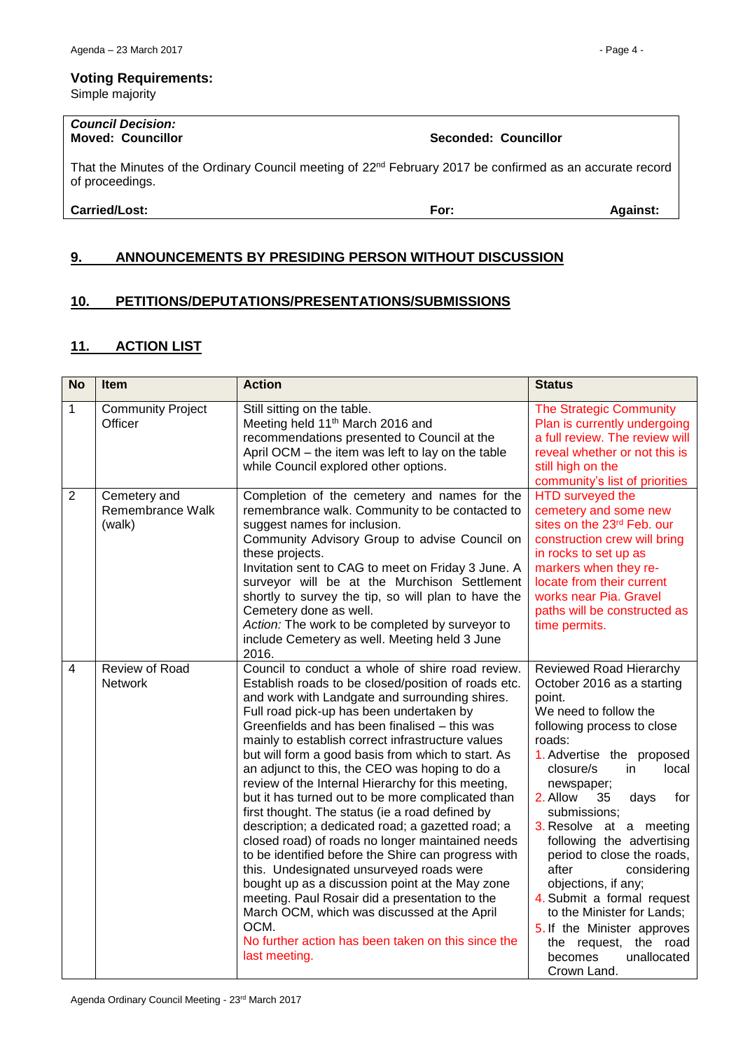**Voting Requirements:**
Simple majority

| *Council Decision:* **Moved: Councillor** | **Seconded: Councillor** | |
|---|---|---|
| That the Minutes of the Ordinary Council meeting of 22nd February 2017 be confirmed as an accurate record of proceedings. | | |
| **Carried/Lost:** | **For:** | **Against:** |

## 9. ANNOUNCEMENTS BY PRESIDING PERSON WITHOUT DISCUSSION

## 10. PETITIONS/DEPUTATIONS/PRESENTATIONS/SUBMISSIONS

## 11. ACTION LIST

| No | Item | Action | Status |
|---|---|---|---|
| 1 | Community Project Officer | Still sitting on the table. Meeting held 11th March 2016 and recommendations presented to Council at the April OCM – the item was left to lay on the table while Council explored other options. | The Strategic Community Plan is currently undergoing a full review. The review will reveal whether or not this is still high on the community's list of priorities |
| 2 | Cemetery and Remembrance Walk (walk) | Completion of the cemetery and names for the remembrance walk. Community to be contacted to suggest names for inclusion. Community Advisory Group to advise Council on these projects. Invitation sent to CAG to meet on Friday 3 June. A surveyor will be at the Murchison Settlement shortly to survey the tip, so will plan to have the Cemetery done as well. *Action:* The work to be completed by surveyor to include Cemetery as well. Meeting held 3 June 2016. | HTD surveyed the cemetery and some new sites on the 23rd Feb. our construction crew will bring in rocks to set up as markers when they re-locate from their current works near Pia. Gravel paths will be constructed as time permits. |
| 4 | Review of Road Network | Council to conduct a whole of shire road review. Establish roads to be closed/position of roads etc. and work with Landgate and surrounding shires. Full road pick-up has been undertaken by Greenfields and has been finalised – this was mainly to establish correct infrastructure values but will form a good basis from which to start. As an adjunct to this, the CEO was hoping to do a review of the Internal Hierarchy for this meeting, but it has turned out to be more complicated than first thought. The status (ie a road defined by description; a dedicated road; a gazetted road; a closed road) of roads no longer maintained needs to be identified before the Shire can progress with this. Undesignated unsurveyed roads were bought up as a discussion point at the May zone meeting. Paul Rosair did a presentation to the March OCM, which was discussed at the April OCM. No further action has been taken on this since the last meeting. | Reviewed Road Hierarchy October 2016 as a starting point. We need to follow the following process to close roads: 1. Advertise the proposed closure/s in local newspaper; 2. Allow 35 days for submissions; 3. Resolve at a meeting following the advertising period to close the roads, after considering objections, if any; 4. Submit a formal request to the Minister for Lands; 5. If the Minister approves the request, the road becomes unallocated Crown Land. |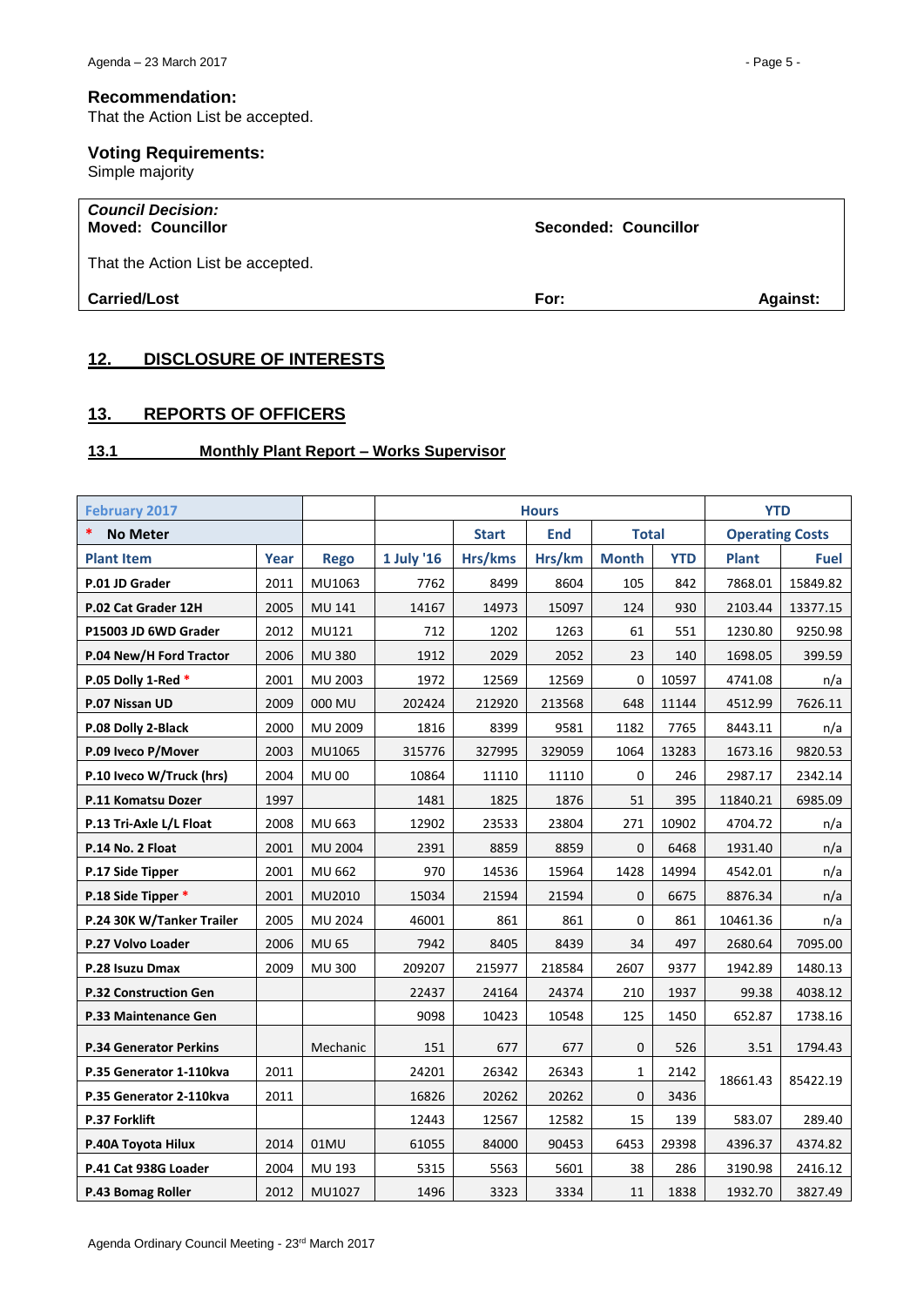**Recommendation:**
That the Action List be accepted.

**Voting Requirements:**
Simple majority

| ***Council Decision:*** **Moved: Councillor** | **Seconded: Councillor** | |
|---|---|---|
| That the Action List be accepted. | | |
| **Carried/Lost** | **For:** | **Against:** |

## 12. DISCLOSURE OF INTERESTS

## 13. REPORTS OF OFFICERS

### 13.1 Monthly Plant Report – Works Supervisor

| February 2017 | | | Hours | | | | | YTD | |
|---|---|---|---|---|---|---|---|---|---|
| * No Meter | | | | Start | End | Total | | Operating Costs | |
| Plant Item | Year | Rego | 1 July '16 | Hrs/kms | Hrs/km | Month | YTD | Plant | Fuel |
| P.01 JD Grader | 2011 | MU1063 | 7762 | 8499 | 8604 | 105 | 842 | 7868.01 | 15849.82 |
| P.02 Cat Grader 12H | 2005 | MU 141 | 14167 | 14973 | 15097 | 124 | 930 | 2103.44 | 13377.15 |
| P15003 JD 6WD Grader | 2012 | MU121 | 712 | 1202 | 1263 | 61 | 551 | 1230.80 | 9250.98 |
| P.04 New/H Ford Tractor | 2006 | MU 380 | 1912 | 2029 | 2052 | 23 | 140 | 1698.05 | 399.59 |
| P.05 Dolly 1-Red * | 2001 | MU 2003 | 1972 | 12569 | 12569 | 0 | 10597 | 4741.08 | n/a |
| P.07 Nissan UD | 2009 | 000 MU | 202424 | 212920 | 213568 | 648 | 11144 | 4512.99 | 7626.11 |
| P.08 Dolly 2-Black | 2000 | MU 2009 | 1816 | 8399 | 9581 | 1182 | 7765 | 8443.11 | n/a |
| P.09 Iveco P/Mover | 2003 | MU1065 | 315776 | 327995 | 329059 | 1064 | 13283 | 1673.16 | 9820.53 |
| P.10 Iveco W/Truck (hrs) | 2004 | MU 00 | 10864 | 11110 | 11110 | 0 | 246 | 2987.17 | 2342.14 |
| P.11 Komatsu Dozer | 1997 | | 1481 | 1825 | 1876 | 51 | 395 | 11840.21 | 6985.09 |
| P.13 Tri-Axle L/L Float | 2008 | MU 663 | 12902 | 23533 | 23804 | 271 | 10902 | 4704.72 | n/a |
| P.14 No. 2 Float | 2001 | MU 2004 | 2391 | 8859 | 8859 | 0 | 6468 | 1931.40 | n/a |
| P.17 Side Tipper | 2001 | MU 662 | 970 | 14536 | 15964 | 1428 | 14994 | 4542.01 | n/a |
| P.18 Side Tipper * | 2001 | MU2010 | 15034 | 21594 | 21594 | 0 | 6675 | 8876.34 | n/a |
| P.24 30K W/Tanker Trailer | 2005 | MU 2024 | 46001 | 861 | 861 | 0 | 861 | 10461.36 | n/a |
| P.27 Volvo Loader | 2006 | MU 65 | 7942 | 8405 | 8439 | 34 | 497 | 2680.64 | 7095.00 |
| P.28 Isuzu Dmax | 2009 | MU 300 | 209207 | 215977 | 218584 | 2607 | 9377 | 1942.89 | 1480.13 |
| P.32 Construction Gen | | | 22437 | 24164 | 24374 | 210 | 1937 | 99.38 | 4038.12 |
| P.33 Maintenance Gen | | | 9098 | 10423 | 10548 | 125 | 1450 | 652.87 | 1738.16 |
| P.34 Generator Perkins | | Mechanic | 151 | 677 | 677 | 0 | 526 | 3.51 | 1794.43 |
| P.35 Generator 1-110kva | 2011 | | 24201 | 26342 | 26343 | 1 | 2142 | 18661.43 | 85422.19 |
| P.35 Generator 2-110kva | 2011 | | 16826 | 20262 | 20262 | 0 | 3436 | | |
| P.37 Forklift | | | 12443 | 12567 | 12582 | 15 | 139 | 583.07 | 289.40 |
| P.40A Toyota Hilux | 2014 | 01MU | 61055 | 84000 | 90453 | 6453 | 29398 | 4396.37 | 4374.82 |
| P.41 Cat 938G Loader | 2004 | MU 193 | 5315 | 5563 | 5601 | 38 | 286 | 3190.98 | 2416.12 |
| P.43 Bomag Roller | 2012 | MU1027 | 1496 | 3323 | 3334 | 11 | 1838 | 1932.70 | 3827.49 |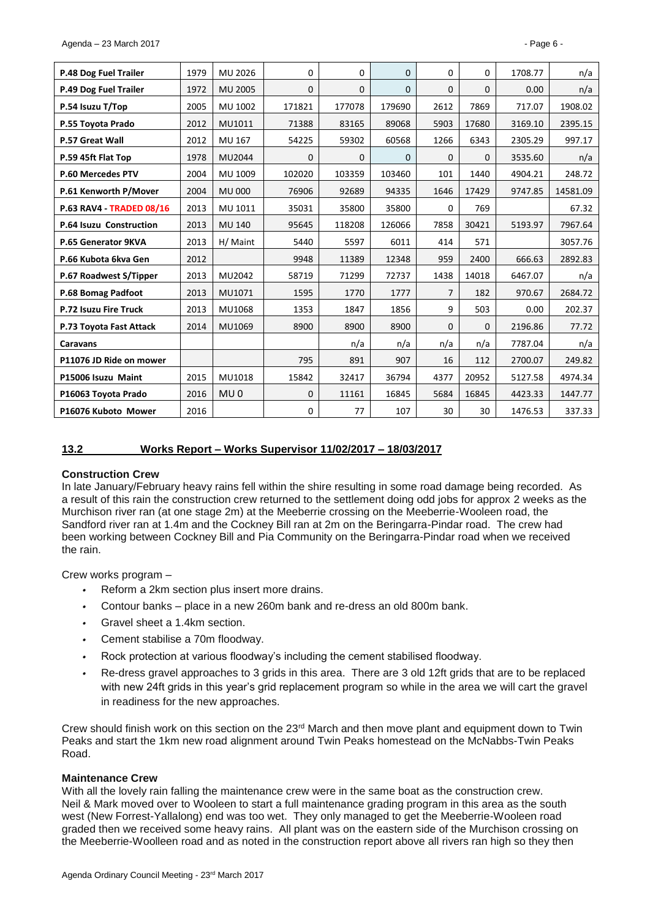| P.48 Dog Fuel Trailer | 1979 | MU 2026 | 0 | 0 | 0 | 0 | 0 | 1708.77 | n/a |
|---|---|---|---|---|---|---|---|---|---|
| P.49 Dog Fuel Trailer | 1972 | MU 2005 | 0 | 0 | 0 | 0 | 0 | 0.00 | n/a |
| P.54 Isuzu T/Top | 2005 | MU 1002 | 171821 | 177078 | 179690 | 2612 | 7869 | 717.07 | 1908.02 |
| P.55 Toyota Prado | 2012 | MU1011 | 71388 | 83165 | 89068 | 5903 | 17680 | 3169.10 | 2395.15 |
| P.57 Great Wall | 2012 | MU 167 | 54225 | 59302 | 60568 | 1266 | 6343 | 2305.29 | 997.17 |
| P.59 45ft Flat Top | 1978 | MU2044 | 0 | 0 | 0 | 0 | 0 | 3535.60 | n/a |
| P.60 Mercedes PTV | 2004 | MU 1009 | 102020 | 103359 | 103460 | 101 | 1440 | 4904.21 | 248.72 |
| P.61 Kenworth P/Mover | 2004 | MU 000 | 76906 | 92689 | 94335 | 1646 | 17429 | 9747.85 | 14581.09 |
| P.63 RAV4 - TRADED 08/16 | 2013 | MU 1011 | 35031 | 35800 | 35800 | 0 | 769 | | 67.32 |
| P.64 Isuzu Construction | 2013 | MU 140 | 95645 | 118208 | 126066 | 7858 | 30421 | 5193.97 | 7967.64 |
| P.65 Generator 9KVA | 2013 | H/ Maint | 5440 | 5597 | 6011 | 414 | 571 | | 3057.76 |
| P.66 Kubota 6kva Gen | 2012 | | 9948 | 11389 | 12348 | 959 | 2400 | 666.63 | 2892.83 |
| P.67 Roadwest S/Tipper | 2013 | MU2042 | 58719 | 71299 | 72737 | 1438 | 14018 | 6467.07 | n/a |
| P.68 Bomag Padfoot | 2013 | MU1071 | 1595 | 1770 | 1777 | 7 | 182 | 970.67 | 2684.72 |
| P.72 Isuzu Fire Truck | 2013 | MU1068 | 1353 | 1847 | 1856 | 9 | 503 | 0.00 | 202.37 |
| P.73 Toyota Fast Attack | 2014 | MU1069 | 8900 | 8900 | 8900 | 0 | 0 | 2196.86 | 77.72 |
| Caravans | | | | n/a | n/a | n/a | n/a | 7787.04 | n/a |
| P11076 JD Ride on mower | | | 795 | 891 | 907 | 16 | 112 | 2700.07 | 249.82 |
| P15006 Isuzu Maint | 2015 | MU1018 | 15842 | 32417 | 36794 | 4377 | 20952 | 5127.58 | 4974.34 |
| P16063 Toyota Prado | 2016 | MU 0 | 0 | 11161 | 16845 | 5684 | 16845 | 4423.33 | 1447.77 |
| P16076 Kuboto Mower | 2016 | | 0 | 77 | 107 | 30 | 30 | 1476.53 | 337.33 |

## 13.2 Works Report – Works Supervisor 11/02/2017 – 18/03/2017

**Construction Crew**

In late January/February heavy rains fell within the shire resulting in some road damage being recorded. As a result of this rain the construction crew returned to the settlement doing odd jobs for approx 2 weeks as the Murchison river ran (at one stage 2m) at the Meeberrie crossing on the Meeberrie-Wooleen road, the Sandford river ran at 1.4m and the Cockney Bill ran at 2m on the Beringarra-Pindar road. The crew had been working between Cockney Bill and Pia Community on the Beringarra-Pindar road when we received the rain.

Crew works program –

- Reform a 2km section plus insert more drains.
- Contour banks – place in a new 260m bank and re-dress an old 800m bank.
- Gravel sheet a 1.4km section.
- Cement stabilise a 70m floodway.
- Rock protection at various floodway's including the cement stabilised floodway.
- Re-dress gravel approaches to 3 grids in this area. There are 3 old 12ft grids that are to be replaced with new 24ft grids in this year's grid replacement program so while in the area we will cart the gravel in readiness for the new approaches.

Crew should finish work on this section on the 23rd March and then move plant and equipment down to Twin Peaks and start the 1km new road alignment around Twin Peaks homestead on the McNabbs-Twin Peaks Road.

**Maintenance Crew**

With all the lovely rain falling the maintenance crew were in the same boat as the construction crew. Neil & Mark moved over to Wooleen to start a full maintenance grading program in this area as the south west (New Forrest-Yallalong) end was too wet. They only managed to get the Meeberrie-Wooleen road graded then we received some heavy rains. All plant was on the eastern side of the Murchison crossing on the Meeberrie-Woolleen road and as noted in the construction report above all rivers ran high so they then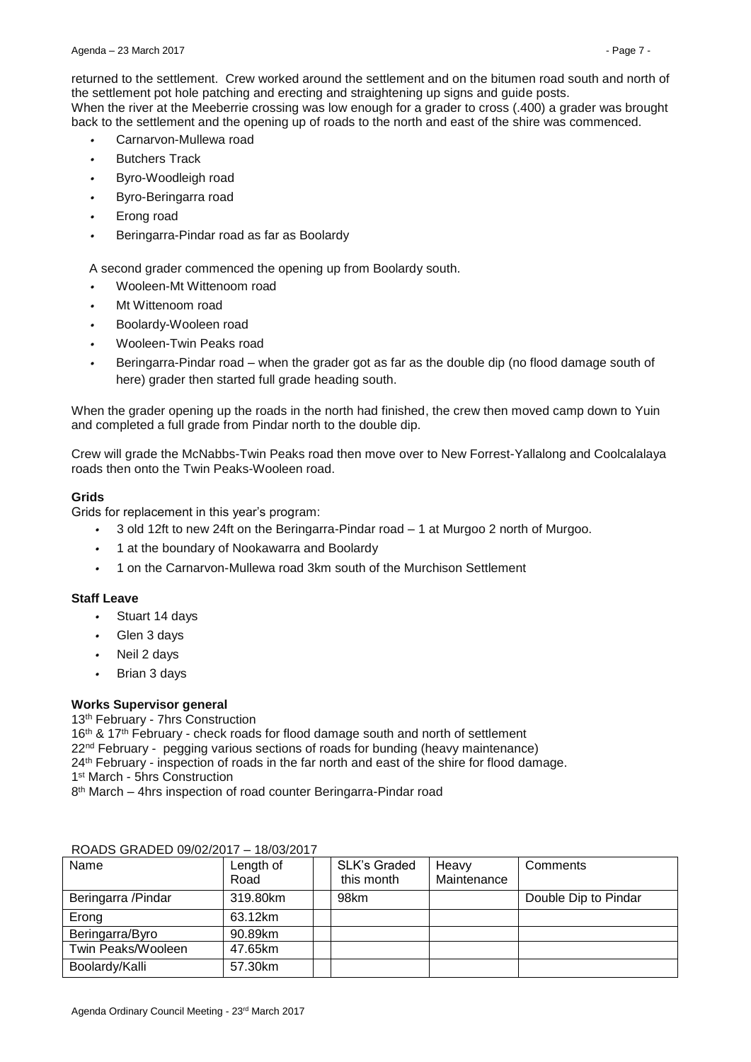returned to the settlement. Crew worked around the settlement and on the bitumen road south and north of the settlement pot hole patching and erecting and straightening up signs and guide posts.
When the river at the Meeberrie crossing was low enough for a grader to cross (.400) a grader was brought back to the settlement and the opening up of roads to the north and east of the shire was commenced.

- Carnarvon-Mullewa road
- Butchers Track
- Byro-Woodleigh road
- Byro-Beringarra road
- Erong road
- Beringarra-Pindar road as far as Boolardy

A second grader commenced the opening up from Boolardy south.

- Wooleen-Mt Wittenoom road
- Mt Wittenoom road
- Boolardy-Wooleen road
- Wooleen-Twin Peaks road
- Beringarra-Pindar road – when the grader got as far as the double dip (no flood damage south of here) grader then started full grade heading south.

When the grader opening up the roads in the north had finished, the crew then moved camp down to Yuin and completed a full grade from Pindar north to the double dip.

Crew will grade the McNabbs-Twin Peaks road then move over to New Forrest-Yallalong and Coolcalalaya roads then onto the Twin Peaks-Wooleen road.

**Grids**

Grids for replacement in this year's program:

- 3 old 12ft to new 24ft on the Beringarra-Pindar road – 1 at Murgoo 2 north of Murgoo.
- 1 at the boundary of Nookawarra and Boolardy
- 1 on the Carnarvon-Mullewa road 3km south of the Murchison Settlement

**Staff Leave**

- Stuart 14 days
- Glen 3 days
- Neil 2 days
- Brian 3 days

**Works Supervisor general**

13th February - 7hrs Construction
16th & 17th February - check roads for flood damage south and north of settlement
22nd February - pegging various sections of roads for bunding (heavy maintenance)
24th February - inspection of roads in the far north and east of the shire for flood damage.
1st March - 5hrs Construction
8th March – 4hrs inspection of road counter Beringarra-Pindar road

ROADS GRADED 09/02/2017 – 18/03/2017

| Name | Length of Road | | SLK's Graded this month | Heavy Maintenance | Comments |
|---|---|---|---|---|---|
| Beringarra /Pindar | 319.80km | | 98km | | Double Dip to Pindar |
| Erong | 63.12km | | | | |
| Beringarra/Byro | 90.89km | | | | |
| Twin Peaks/Wooleen | 47.65km | | | | |
| Boolardy/Kalli | 57.30km | | | | |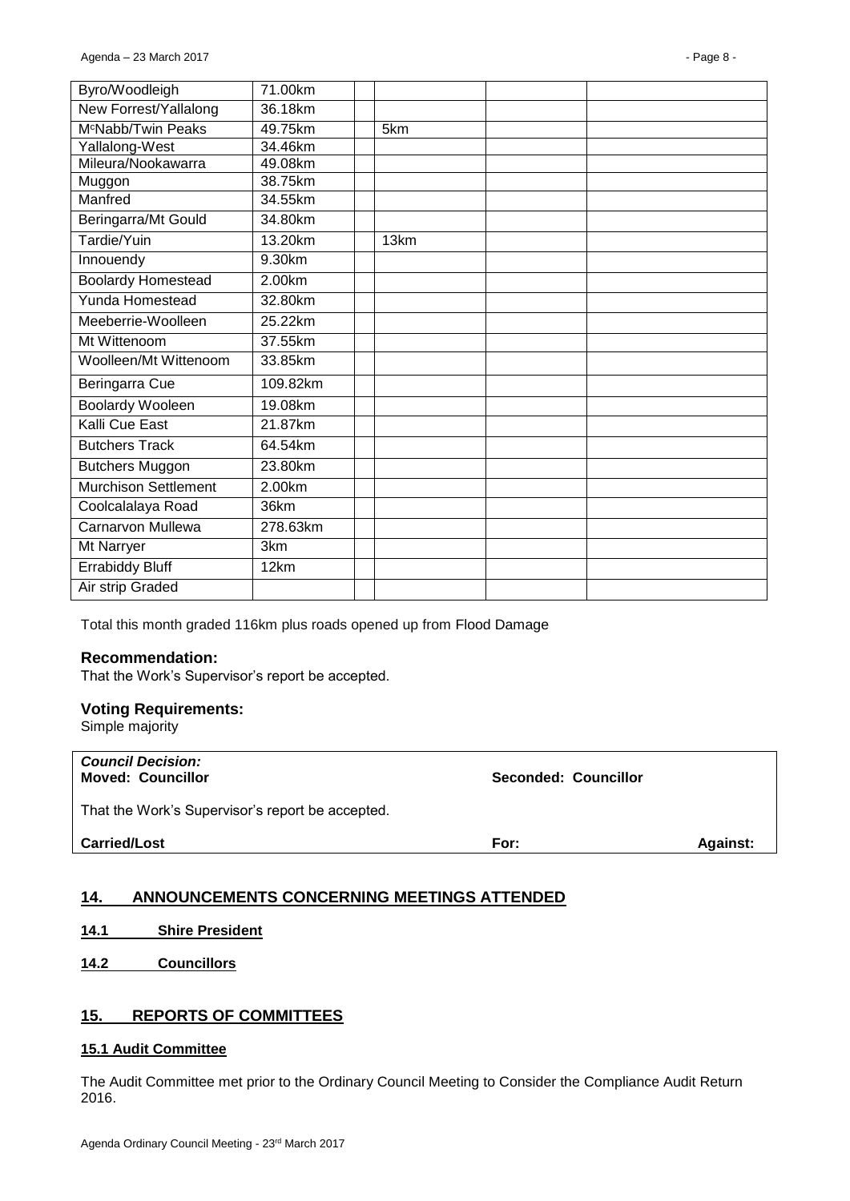| | | | | | |
|---|---|---|---|---|---|
| Byro/Woodleigh | 71.00km | | | | |
| New Forrest/Yallalong | 36.18km | | | | |
| McNabb/Twin Peaks | 49.75km | | 5km | | |
| Yallalong-West | 34.46km | | | | |
| Mileura/Nookawarra | 49.08km | | | | |
| Muggon | 38.75km | | | | |
| Manfred | 34.55km | | | | |
| Beringarra/Mt Gould | 34.80km | | | | |
| Tardie/Yuin | 13.20km | | 13km | | |
| Innouendy | 9.30km | | | | |
| Boolardy Homestead | 2.00km | | | | |
| Yunda Homestead | 32.80km | | | | |
| Meeberrie-Woolleen | 25.22km | | | | |
| Mt Wittenoom | 37.55km | | | | |
| Woolleen/Mt Wittenoom | 33.85km | | | | |
| Beringarra Cue | 109.82km | | | | |
| Boolardy Wooleen | 19.08km | | | | |
| Kalli Cue East | 21.87km | | | | |
| Butchers Track | 64.54km | | | | |
| Butchers Muggon | 23.80km | | | | |
| Murchison Settlement | 2.00km | | | | |
| Coolcalalaya Road | 36km | | | | |
| Carnarvon Mullewa | 278.63km | | | | |
| Mt Narryer | 3km | | | | |
| Errabiddy Bluff | 12km | | | | |
| Air strip Graded | | | | | |

Total this month graded 116km plus roads opened up from Flood Damage

### Recommendation:

That the Work's Supervisor's report be accepted.

### Voting Requirements:

Simple majority

***Council Decision:***
**Moved: Councillor** **Seconded: Councillor**

That the Work's Supervisor's report be accepted.

**Carried/Lost** **For:** **Against:**

## 14. ANNOUNCEMENTS CONCERNING MEETINGS ATTENDED

### 14.1 Shire President

### 14.2 Councillors

## 15. REPORTS OF COMMITTEES

### 15.1 Audit Committee

The Audit Committee met prior to the Ordinary Council Meeting to Consider the Compliance Audit Return 2016.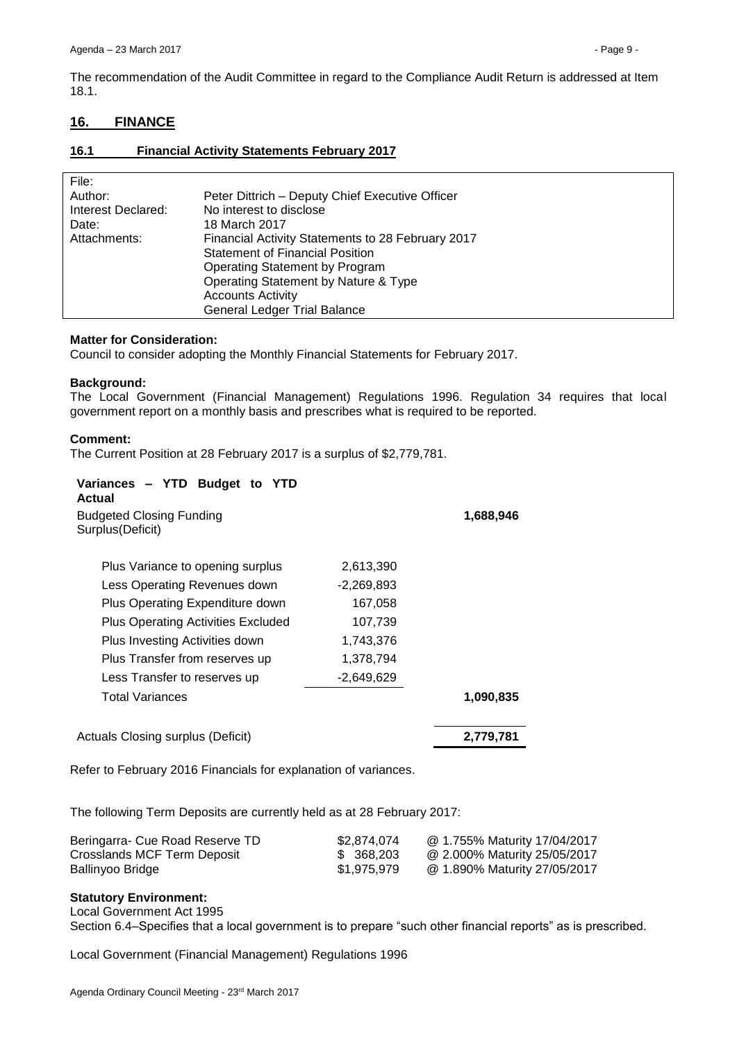The recommendation of the Audit Committee in regard to the Compliance Audit Return is addressed at Item 18.1.

## 16. FINANCE

### 16.1 Financial Activity Statements February 2017

| | |
|---|---|
| File: | |
| Author: | Peter Dittrich – Deputy Chief Executive Officer |
| Interest Declared: | No interest to disclose |
| Date: | 18 March 2017 |
| Attachments: | Financial Activity Statements to 28 February 2017<br>Statement of Financial Position<br>Operating Statement by Program<br>Operating Statement by Nature & Type<br>Accounts Activity<br>General Ledger Trial Balance |

**Matter for Consideration:**
Council to consider adopting the Monthly Financial Statements for February 2017.

**Background:**
The Local Government (Financial Management) Regulations 1996. Regulation 34 requires that local government report on a monthly basis and prescribes what is required to be reported.

**Comment:**
The Current Position at 28 February 2017 is a surplus of $2,779,781.

| **Variances – YTD Budget to YTD Actual** | | |
|---|---|---|
| Budgeted Closing Funding Surplus(Deficit) | | **1,688,946** |
| Plus Variance to opening surplus | 2,613,390 | |
| Less Operating Revenues down | -2,269,893 | |
| Plus Operating Expenditure down | 167,058 | |
| Plus Operating Activities Excluded | 107,739 | |
| Plus Investing Activities down | 1,743,376 | |
| Plus Transfer from reserves up | 1,378,794 | |
| Less Transfer to reserves up | -2,649,629 | |
| Total Variances | | **1,090,835** |
| Actuals Closing surplus (Deficit) | | **2,779,781** |

Refer to February 2016 Financials for explanation of variances.

The following Term Deposits are currently held as at 28 February 2017:

| | | |
|---|---|---|
| Beringarra- Cue Road Reserve TD | $2,874,074 | @ 1.755% Maturity 17/04/2017 |
| Crosslands MCF Term Deposit | $ 368,203 | @ 2.000% Maturity 25/05/2017 |
| Ballinyoo Bridge | $1,975,979 | @ 1.890% Maturity 27/05/2017 |

**Statutory Environment:**
Local Government Act 1995
Section 6.4–Specifies that a local government is to prepare "such other financial reports" as is prescribed.

Local Government (Financial Management) Regulations 1996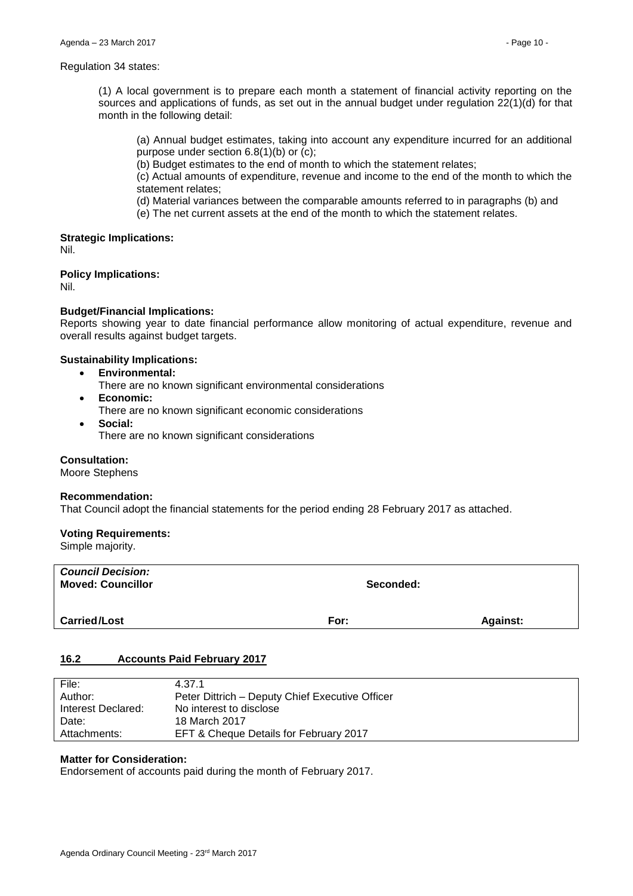Regulation 34 states:

> (1) A local government is to prepare each month a statement of financial activity reporting on the sources and applications of funds, as set out in the annual budget under regulation 22(1)(d) for that month in the following detail:
>
> > (a) Annual budget estimates, taking into account any expenditure incurred for an additional purpose under section 6.8(1)(b) or (c);
> > (b) Budget estimates to the end of month to which the statement relates;
> > (c) Actual amounts of expenditure, revenue and income to the end of the month to which the statement relates;
> > (d) Material variances between the comparable amounts referred to in paragraphs (b) and
> > (e) The net current assets at the end of the month to which the statement relates.

**Strategic Implications:**
Nil.

**Policy Implications:**
Nil.

**Budget/Financial Implications:**
Reports showing year to date financial performance allow monitoring of actual expenditure, revenue and overall results against budget targets.

**Sustainability Implications:**

- **Environmental:**
  There are no known significant environmental considerations
- **Economic:**
  There are no known significant economic considerations
- **Social:**
  There are no known significant considerations

**Consultation:**
Moore Stephens

**Recommendation:**
That Council adopt the financial statements for the period ending 28 February 2017 as attached.

**Voting Requirements:**
Simple majority.

| ***Council Decision:*** **Moved: Councillor** | **Seconded:** | |
|---|---|---|
| **Carried/Lost** | **For:** | **Against:** |

## 16.2 Accounts Paid February 2017

| | |
|---|---|
| File: | 4.37.1 |
| Author: | Peter Dittrich – Deputy Chief Executive Officer |
| Interest Declared: | No interest to disclose |
| Date: | 18 March 2017 |
| Attachments: | EFT & Cheque Details for February 2017 |

**Matter for Consideration:**
Endorsement of accounts paid during the month of February 2017.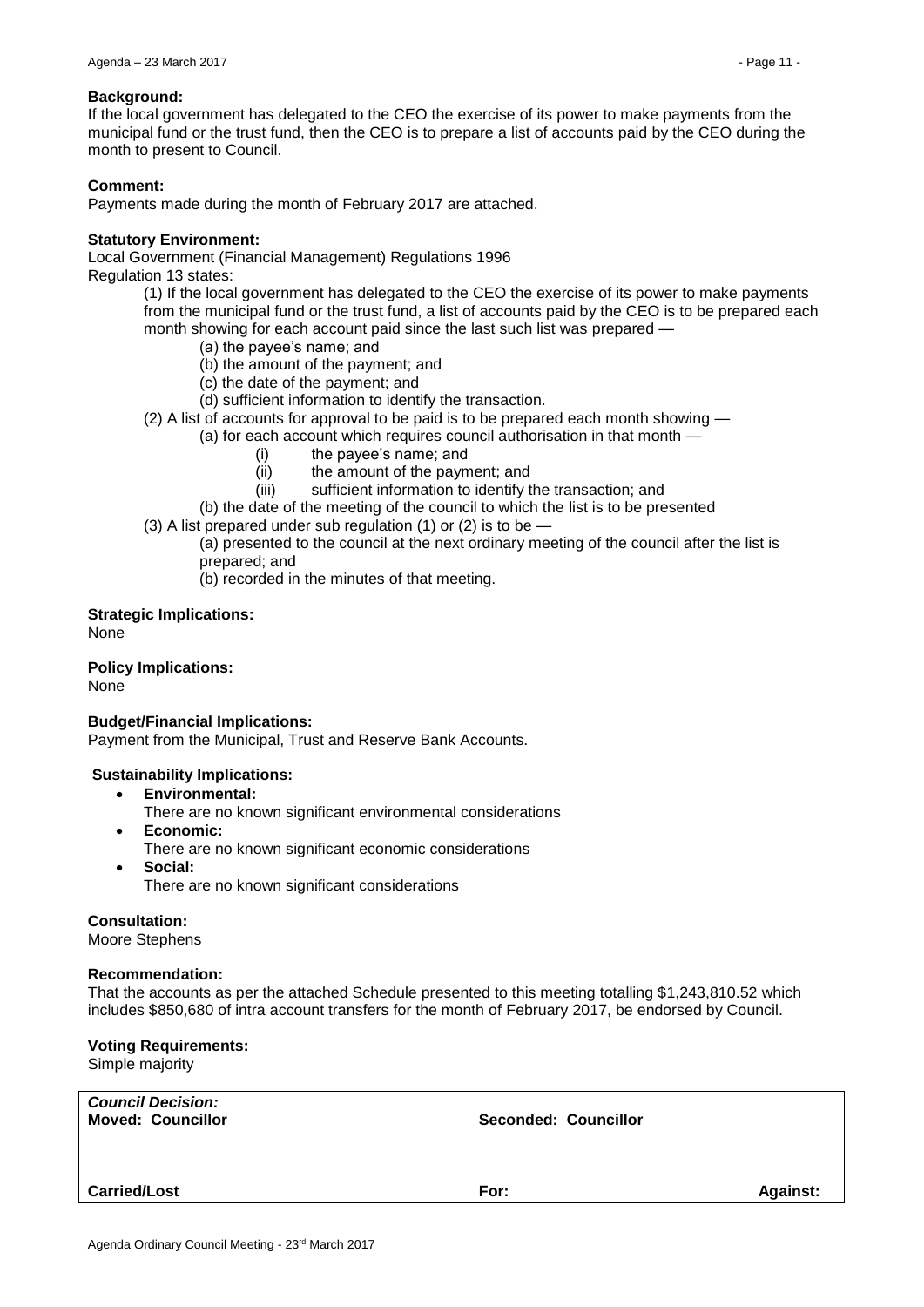**Background:**
If the local government has delegated to the CEO the exercise of its power to make payments from the municipal fund or the trust fund, then the CEO is to prepare a list of accounts paid by the CEO during the month to present to Council.

**Comment:**
Payments made during the month of February 2017 are attached.

**Statutory Environment:**
Local Government (Financial Management) Regulations 1996
Regulation 13 states:

(1) If the local government has delegated to the CEO the exercise of its power to make payments from the municipal fund or the trust fund, a list of accounts paid by the CEO is to be prepared each month showing for each account paid since the last such list was prepared —

(a) the payee's name; and
(b) the amount of the payment; and
(c) the date of the payment; and
(d) sufficient information to identify the transaction.

(2) A list of accounts for approval to be paid is to be prepared each month showing —

(a) for each account which requires council authorisation in that month —

(i) the payee's name; and
(ii) the amount of the payment; and
(iii) sufficient information to identify the transaction; and

(b) the date of the meeting of the council to which the list is to be presented

(3) A list prepared under sub regulation (1) or (2) is to be —

(a) presented to the council at the next ordinary meeting of the council after the list is prepared; and
(b) recorded in the minutes of that meeting.

**Strategic Implications:**
None

**Policy Implications:**
None

**Budget/Financial Implications:**
Payment from the Municipal, Trust and Reserve Bank Accounts.

**Sustainability Implications:**

- **Environmental:**
  There are no known significant environmental considerations
- **Economic:**
  There are no known significant economic considerations
- **Social:**
  There are no known significant considerations

**Consultation:**
Moore Stephens

**Recommendation:**
That the accounts as per the attached Schedule presented to this meeting totalling $1,243,810.52 which includes $850,680 of intra account transfers for the month of February 2017, be endorsed by Council.

**Voting Requirements:**
Simple majority

| ***Council Decision:*** **Moved: Councillor** | **Seconded: Councillor** | |
|---|---|---|
| **Carried/Lost** | **For:** | **Against:** |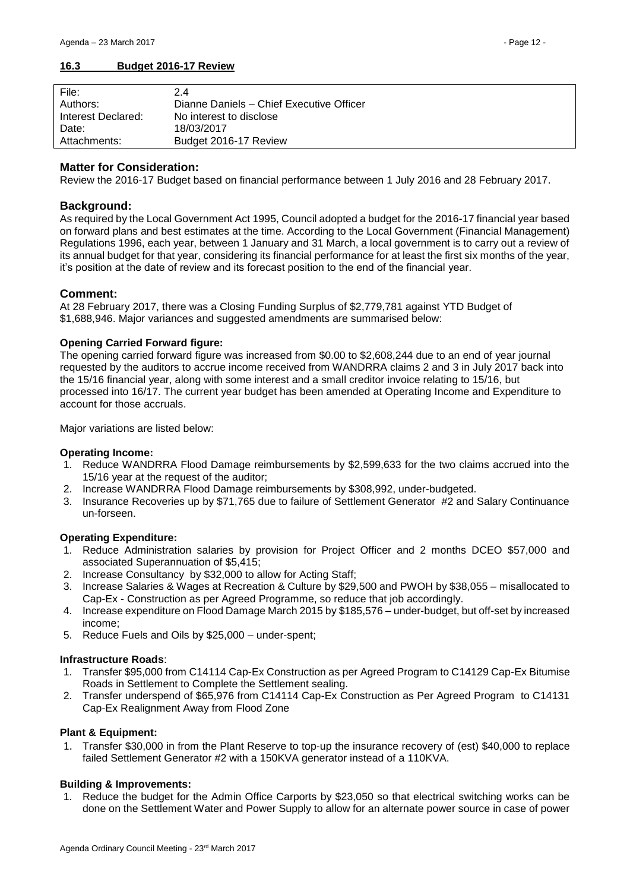## 16.3 Budget 2016-17 Review

| File: | 2.4 |
|---|---|
| Authors: | Dianne Daniels – Chief Executive Officer |
| Interest Declared: | No interest to disclose |
| Date: | 18/03/2017 |
| Attachments: | Budget 2016-17 Review |

### Matter for Consideration:

Review the 2016-17 Budget based on financial performance between 1 July 2016 and 28 February 2017.

### Background:

As required by the Local Government Act 1995, Council adopted a budget for the 2016-17 financial year based on forward plans and best estimates at the time. According to the Local Government (Financial Management) Regulations 1996, each year, between 1 January and 31 March, a local government is to carry out a review of its annual budget for that year, considering its financial performance for at least the first six months of the year, it's position at the date of review and its forecast position to the end of the financial year.

### Comment:

At 28 February 2017, there was a Closing Funding Surplus of $2,779,781 against YTD Budget of $1,688,946. Major variances and suggested amendments are summarised below:

**Opening Carried Forward figure:**

The opening carried forward figure was increased from $0.00 to $2,608,244 due to an end of year journal requested by the auditors to accrue income received from WANDRRA claims 2 and 3 in July 2017 back into the 15/16 financial year, along with some interest and a small creditor invoice relating to 15/16, but processed into 16/17. The current year budget has been amended at Operating Income and Expenditure to account for those accruals.

Major variations are listed below:

**Operating Income:**

1. Reduce WANDRRA Flood Damage reimbursements by $2,599,633 for the two claims accrued into the 15/16 year at the request of the auditor;
2. Increase WANDRRA Flood Damage reimbursements by $308,992, under-budgeted.
3. Insurance Recoveries up by $71,765 due to failure of Settlement Generator #2 and Salary Continuance un-forseen.

**Operating Expenditure:**

1. Reduce Administration salaries by provision for Project Officer and 2 months DCEO $57,000 and associated Superannuation of $5,415;
2. Increase Consultancy by $32,000 to allow for Acting Staff;
3. Increase Salaries & Wages at Recreation & Culture by $29,500 and PWOH by $38,055 – misallocated to Cap-Ex - Construction as per Agreed Programme, so reduce that job accordingly.
4. Increase expenditure on Flood Damage March 2015 by $185,576 – under-budget, but off-set by increased income;
5. Reduce Fuels and Oils by $25,000 – under-spent;

**Infrastructure Roads**:

1. Transfer $95,000 from C14114 Cap-Ex Construction as per Agreed Program to C14129 Cap-Ex Bitumise Roads in Settlement to Complete the Settlement sealing.
2. Transfer underspend of $65,976 from C14114 Cap-Ex Construction as Per Agreed Program to C14131 Cap-Ex Realignment Away from Flood Zone

**Plant & Equipment:**

1. Transfer $30,000 in from the Plant Reserve to top-up the insurance recovery of (est) $40,000 to replace failed Settlement Generator #2 with a 150KVA generator instead of a 110KVA.

**Building & Improvements:**

1. Reduce the budget for the Admin Office Carports by $23,050 so that electrical switching works can be done on the Settlement Water and Power Supply to allow for an alternate power source in case of power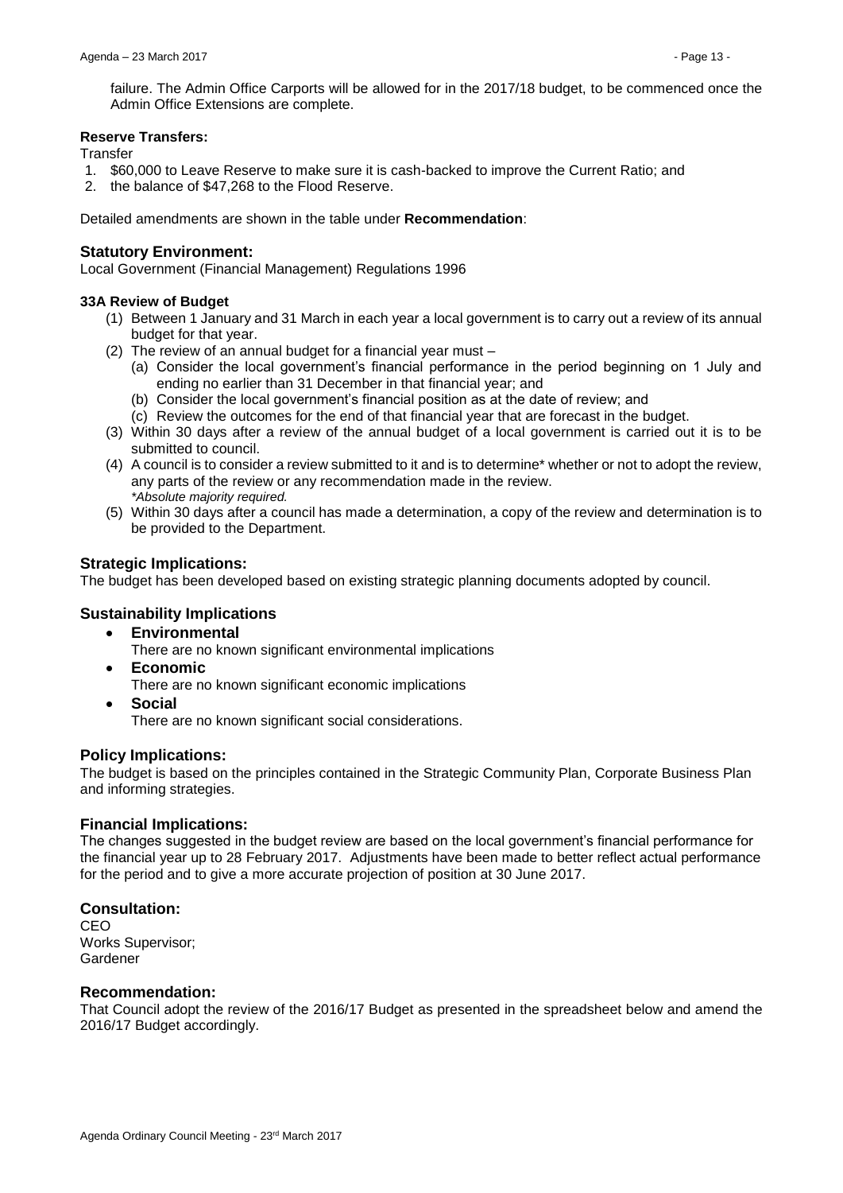failure. The Admin Office Carports will be allowed for in the 2017/18 budget, to be commenced once the Admin Office Extensions are complete.

**Reserve Transfers:**

Transfer

1. $60,000 to Leave Reserve to make sure it is cash-backed to improve the Current Ratio; and
2. the balance of $47,268 to the Flood Reserve.

Detailed amendments are shown in the table under **Recommendation**:

## Statutory Environment:

Local Government (Financial Management) Regulations 1996

**33A Review of Budget**

(1) Between 1 January and 31 March in each year a local government is to carry out a review of its annual budget for that year.

(2) The review of an annual budget for a financial year must –
   (a) Consider the local government's financial performance in the period beginning on 1 July and ending no earlier than 31 December in that financial year; and
   (b) Consider the local government's financial position as at the date of review; and
   (c) Review the outcomes for the end of that financial year that are forecast in the budget.

(3) Within 30 days after a review of the annual budget of a local government is carried out it is to be submitted to council.

(4) A council is to consider a review submitted to it and is to determine* whether or not to adopt the review, any parts of the review or any recommendation made in the review.
   *\*Absolute majority required.*

(5) Within 30 days after a council has made a determination, a copy of the review and determination is to be provided to the Department.

## Strategic Implications:

The budget has been developed based on existing strategic planning documents adopted by council.

## Sustainability Implications

- **Environmental**
  There are no known significant environmental implications
- **Economic**
  There are no known significant economic implications
- **Social**
  There are no known significant social considerations.

## Policy Implications:

The budget is based on the principles contained in the Strategic Community Plan, Corporate Business Plan and informing strategies.

## Financial Implications:

The changes suggested in the budget review are based on the local government's financial performance for the financial year up to 28 February 2017. Adjustments have been made to better reflect actual performance for the period and to give a more accurate projection of position at 30 June 2017.

## Consultation:

CEO
Works Supervisor;
Gardener

## Recommendation:

That Council adopt the review of the 2016/17 Budget as presented in the spreadsheet below and amend the 2016/17 Budget accordingly.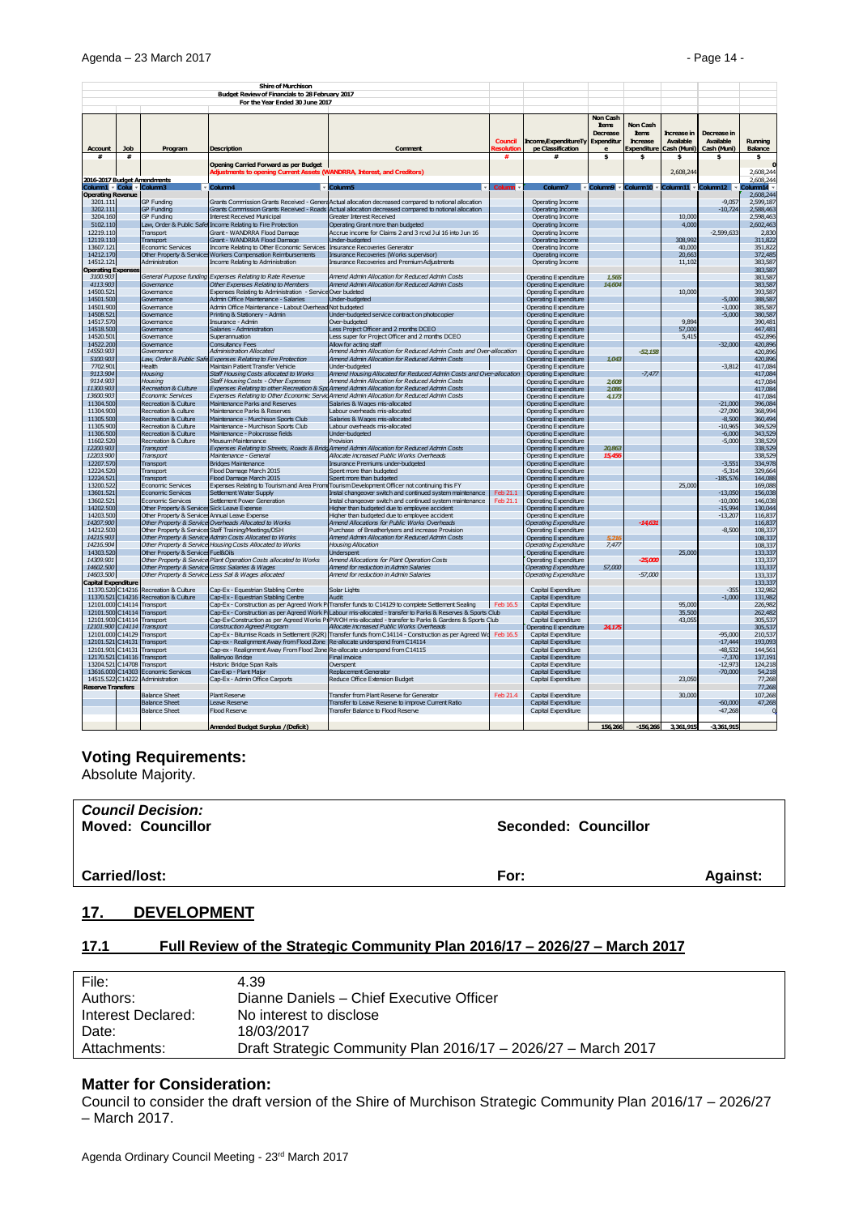| Shire of Murchison | | | | | | | | | | | | |
|---|---|---|---|---|---|---|---|---|---|---|---|---|
| Budget Review of Financials to 28 February 2017 | | | | | | | | | | | | |
| For the Year Ended 30 June 2017 | | | | | | | | | | | | |
| Account | Job | Program | Description | Comment | Council Resolution | Income/Expenditure Type Classification | Non Cash Items Decrease Expenditure | Non Cash Items Increase Expenditure | Increase in Available Cash (Muni) | Decrease in Available Cash (Muni) | Running Balance |
| # | # | | | | # | # | $ | $ | $ | $ | $ |
| | | | Opening Carried Forward as per Budget | | | | | | | | 0 |
| | | | Adjustments to opening Current Assets (WANDRRA, Interest, and Creditors) | | | | | | 2,608,244 | | 2,608,244 |
| 2016-2017 Budget Amendments | | | | | | | | | | | 2,608,244 |
| Column1 | Column2 | Column3 | Column4 | Column5 | Column6 | Column7 | Column8 | Column10 | Column11 | Column12 | Column14 |
| Operating Revenue | | | | | | | | | | | 2,608,244 |
| 3201.111 | | GP Funding | Grants Commission Grants Received - General | Actual allocation decreased compared to notional allocation | | Operating Income | | | | -9,057 | 2,599,187 |
| 3202.111 | | GP Funding | Grants Commission Grants Received - Roads | Actual allocation decreased compared to notional allocation | | Operating Income | | | | -10,724 | 2,588,463 |
| 3204.160 | | GP Funding | Interest Received Municipal | Greater Interest Received | | Operating Income | | | 10,000 | | 2,598,463 |
| 5102.110 | | Law, Order & Public Safety | Income Relating to Fire Protection | Operating Grant more than budgeted | | Operating Income | | | 4,000 | | 2,602,463 |
| 12219.110 | | Transport | Grant - WANDRRA Flood Damage | Accrue income for Claims 2 and 3 rcvd Jul 16 into Jun 16 | | Operating Income | | | | -2,599,633 | 2,830 |
| 12119.110 | | Transport | Grant - WANDRRA Flood Damage | Under-budgeted | | Operating Income | | | 308,992 | | 311,822 |
| 13607.121 | | Economic Services | Income Relating to Other Economic Services | Insurance Recoveries Generator | | Operating Income | | | 40,000 | | 351,822 |
| 14212.170 | | Other Property & Services | Workers Compensation Reimbursements | Insurance Recoveries (Works supervisor) | | Operating income | | | 20,663 | | 372,485 |
| 14512.121 | | Administration | Income Relating to Administration | Insurance Recoveries and Premium Adjustments | | Operating Income | | | 11,102 | | 383,587 |
| Operating Expenses | | | | | | | | | | | 383,587 |
| 3100.903 | | General Purpose funding | Expenses Relating to Rate Revenue | Amend Admin Allocation for Reduced Admin Costs | | Operating Expenditure | 1,565 | | | | 383,587 |
| 4113.903 | | Governance | Other Expenses Relating to Members | Amend Admin Allocation for Reduced Admin Costs | | Operating Expenditure | 14,604 | | | | 383,587 |
| 14500.521 | | Governance | Expenses Relating to Administration - Service | Over budgeted | | Operating Expenditure | | | 10,000 | | 393,587 |
| 14501.500 | | Governance | Admin Office Maintenance - Salaries | Under-budgeted | | Operating Expenditure | | | | -5,000 | 388,587 |
| 14501.900 | | Governance | Admin Office Maintenance - Labout Overhead | Not budgeted | | Operating Expenditure | | | | -3,000 | 385,587 |
| 14508.521 | | Governance | Printing & Stationery - Admin | Under-budgeted service contract on photocopier | | Operating Expenditure | | | | -5,000 | 380,587 |
| 14517.570 | | Governance | Insurance - Admin | Over-budgeted | | Operating Expenditure | | | 9,894 | | 390,481 |
| 14518.500 | | Governance | Salaries - Administration | Less Project Officer and 2 months DCEO | | Operating Expenditure | | | 57,000 | | 447,481 |
| 14520.501 | | Governance | Superannuation | Less super for Project Officer and 2 months DCEO | | Operating Expenditure | | | 5,415 | | 452,896 |
| 14522.200 | | Governance | Consultancy Fees | Allow for acting staff | | Operating Expenditure | | | | -32,000 | 420,896 |
| 14550.903 | | Governance | Administration Allocated | Amend Admin Allocation for Reduced Admin Costs and Over-allocation | | Operating Expenditure | | -52,158 | | | 420,896 |
| 5100.903 | | Law, Order & Public Safety | Expenses Relating to Fire Protection | Amend Admin Allocation for Reduced Admin Costs | | Operating Expenditure | 1,043 | | | | 420,896 |
| 7702.901 | | Health | Maintain Patient Transfer Vehicle | Under-budgeted | | Operating Expenditure | | | | -3,812 | 417,084 |
| 9113.904 | | Housing | Staff Housing Costs allocated to Works | Amend Housing Allocated for Reduced Admin Costs and Over-allocation | | Operating Expenditure | | -7,477 | | | 417,084 |
| 9114.903 | | Housing | Staff Housing Costs - Other Expenses | Amend Admin Allocation for Reduced Admin Costs | | Operating Expenditure | 2,608 | | | | 417,084 |
| 11300.903 | | Recreation & Culture | Expenses Relating to other Recreation & Sport | Amend Admin Allocation for Reduced Admin Costs | | Operating Expenditure | 2,086 | | | | 417,084 |
| 13600.903 | | Economic Services | Expenses Relating to Other Economic Services | Amend Admin Allocation for Reduced Admin Costs | | Operating Expenditure | 4,173 | | | | 417,084 |
| 11304.500 | | Recreation & Culture | Maintenance Parks and Reserves | Salaries & Wages mis-allocated | | Operating Expenditure | | | | -21,000 | 396,084 |
| 11304.900 | | Recreation & culture | Maintenance Parks & Reserves | Labour overheads mis-allocated | | Operating Expenditure | | | | -27,090 | 368,994 |
| 11305.500 | | Recreation & Culture | Maintenance - Murchison Sports Club | Salaries & Wages mis-allocated | | Operating Expenditure | | | | -8,500 | 360,494 |
| 11305.900 | | Recreation & Culture | Maintenance - Murchison Sports Club | Labour overheads mis-allocated | | Operating Expenditure | | | | -10,965 | 349,529 |
| 11306.500 | | Recreation & Culture | Maintenance - Polocrosse fields | Under-budgeted | | Operating Expenditure | | | | -6,000 | 343,529 |
| 11602.520 | | Recreation & Culture | Meusum Maintenance | Provision | | Operating Expenditure | | | | -5,000 | 338,529 |
| 12200.903 | | Transport | Expenses Relating to Streets, Roads & Bridges | Amend Admin Allocation for Reduced Admin Costs | | Operating Expenditure | 20,863 | | | | 338,529 |
| 12203.900 | | Transport | Maintenance - General | Allocate increased Public Works Overheads | | Operating Expenditure | 15,456 | | | | 338,529 |
| 12207.570 | | Transport | Bridges Maintenance | Insurance Premiums under-budgeted | | Operating Expenditure | | | | -3,551 | 334,978 |
| 12224.520 | | Transport | Flood Damage March 2015 | Spent more than budgeted | | Operating Expenditure | | | | -5,314 | 329,664 |
| 12224.521 | | Transport | Flood Damage March 2015 | Spent more than budgeted | | Operating Expenditure | | | | -185,576 | 144,088 |
| 13200.522 | | Economic Services | Expenses Relating to Tourism and Area Promotion | Tourism Development Officer not continuing this FY | | Operating Expenditure | | | 25,000 | | 169,088 |
| 13601.521 | | Economic Services | Settlement Water Supply | Instal changeover switch and continued system maintenance | Feb 21.1 | Operating Expenditure | | | | -13,050 | 156,038 |
| 13602.521 | | Economic Services | Settlement Power Generation | Instal changeover switch and continued system maintenance | Feb 21.1 | Operating Expenditure | | | | -10,000 | 146,038 |
| 14202.500 | | Other Property & Services | Sick Leave Expense | Higher than budgeted due to employee accident | | Operating Expenditure | | | | -15,994 | 130,044 |
| 14203.500 | | Other Property & Services | Annual Leave Expense | Higher than budgeted due to employee accident | | Operating Expenditure | | | | -13,207 | 116,837 |
| 14207.900 | | Other Property & Services | Overheads Allocated to Works | Amend Allocations for Public Works Overheads | | Operating Expenditure | | -14,631 | | | 116,837 |
| 14212.500 | | Other Property & Services | Staff Training/Meetings/OSH | Purchase of Breatherlysers and increase Provision | | Operating Expenditure | | | | -8,500 | 108,337 |
| 14215.903 | | Other Property & Services | Admin Costs Allocated to Works | Amend Admin Allocation for Reduced Admin Costs | | Operating Expenditure | 5,216 | | | | 108,337 |
| 14216.904 | | Other Property & Services | Housing Costs Allocated to Works | Housing Allocation | | Operating Expenditure | 7,477 | | | | 108,337 |
| 14303.520 | | Other Property & Services | Fuel&Oils | Underspent | | Operating Expenditure | | | 25,000 | | 133,337 |
| 14309.901 | | Other Property & Services | Plant Operation Costs allocated to Works | Amend Allocations for Plant Operation Costs | | Operating Expenditure | | -25,000 | | | 133,337 |
| 14602.500 | | Other Property & Services | Gross Salaries & Wages | Amend for reduction in Admin Salaries | | Operating Expenditure | 57,000 | | | | 133,337 |
| 14603.500 | | Other Property & Services | Less Sal & Wages allocated | Amend for reduction in Admin Salaries | | Operating Expenditure | | -57,000 | | | 133,337 |
| Capital Expenditure | | | | | | | | | | | 133,337 |
| 11370.520 | C14216 | Recreation & Culture | Cap-Ex - Equestrian Stabling Centre | Solar Lights | | Capital Expenditure | | | | -355 | 132,982 |
| 11370.521 | C14216 | Recreation & Culture | Cap-Ex - Equestrian Stabling Centre | Audit | | Capital Expenditure | | | | -1,000 | 131,982 |
| 12101.000 | C14114 | Transport | Cap-Ex - Construction as per Agreed Work Program | Transfer funds to C14129 to complete Settlement Sealing | Feb 16.5 | Capital Expenditure | | | 95,000 | | 226,982 |
| 12101.500 | C14114 | Transport | Cap-Ex - Construction as per Agreed Work Program | Labour mis-allocated - transfer to Parks & Reserves & Sports Club | | Capital Expenditure | | | 35,500 | | 262,482 |
| 12101.900 | C14114 | Transport | Cap-Ex-Construction as per Agreed Works Program | PWOH mis-allocated - transfer to Parks & Gardens & Sports Club | | Capital Expenditure | | | 43,055 | | 305,537 |
| 12101.900 | C14114 | Transport | Construction Agreed Program | Allocate increased Public Works Overheads | | Operating Expenditure | 24,175 | | | | 305,537 |
| 12101.000 | C14129 | Transport | Cap-Ex - Bitumise Roads in Settlement (R2R) | Transfer funds from C14114 - Construction as per Agreed Works | Feb 16.5 | Capital Expenditure | | | | -95,000 | 210,537 |
| 12101.521 | C14131 | Transport | Cap-ex - Realignment Away from Flood Zone | Re-allocate underspend from C14114 | | Capital Expenditure | | | | -17,444 | 193,093 |
| 12101.901 | C14131 | Transport | Cap-ex - Realignment Away From Flood Zone | Re-allocate underspend from C14115 | | Capital Expenditure | | | | -48,532 | 144,561 |
| 12170.521 | C14116 | Transport | Ballinyoo Bridge | Final invoice | | Capital Expenditure | | | | -7,370 | 137,191 |
| 13204.521 | C14708 | Transport | Historic Bridge Span Rails | Overspent | | Capital Expenditure | | | | -12,973 | 124,218 |
| 13616.000 | C14303 | Economic Services | Cax-Exp - Plant Major | Replacement Generator | | Capital Expenditure | | | | -70,000 | 54,218 |
| 14515.522 | C14222 | Administration | Cap-Ex - Admin Office Carports | Reduce Office Extension Budget | | Capital Expenditure | | | 23,050 | | 77,268 |
| Reserve Transfers | | | | | | | | | | | 77,268 |
| | | Balance Sheet | Plant Reserve | Transfer from Plant Reserve for Generator | Feb 21.4 | Capital Expenditure | | | 30,000 | | 107,268 |
| | | Balance Sheet | Leave Reserve | Transfer to Leave Reserve to improve Current Ratio | | Capital Expenditure | | | | -60,000 | 47,268 |
| | | Balance Sheet | Flood Reserve | Transfer Balance to Flood Reserve | | Capital Expenditure | | | | -47,268 | 0 |
| | | | Amended Budget Surplus / (Deficit) | | | | 156,266 | -156,266 | 3,361,915 | -3,361,915 | |

## Voting Requirements:

Absolute Majority.

| *Council Decision:* | | |
|---|---|---|
| **Moved: Councillor** | **Seconded: Councillor** | |
| **Carried/lost:** | **For:** | **Against:** |

## 17. DEVELOPMENT

### 17.1 Full Review of the Strategic Community Plan 2016/17 – 2026/27 – March 2017

| | |
|---|---|
| File: | 4.39 |
| Authors: | Dianne Daniels – Chief Executive Officer |
| Interest Declared: | No interest to disclose |
| Date: | 18/03/2017 |
| Attachments: | Draft Strategic Community Plan 2016/17 – 2026/27 – March 2017 |

## Matter for Consideration:

Council to consider the draft version of the Shire of Murchison Strategic Community Plan 2016/17 – 2026/27 – March 2017.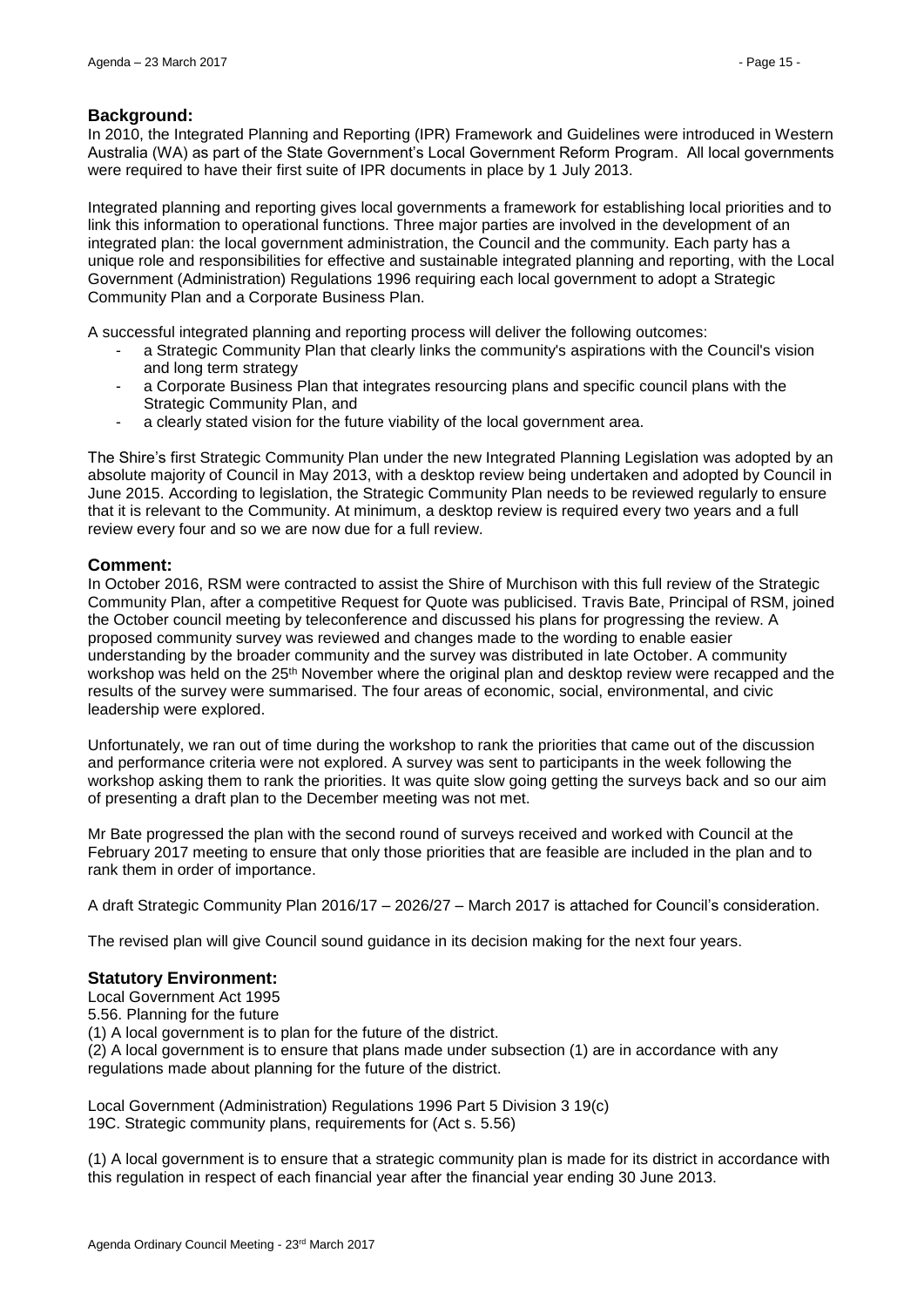### Background:

In 2010, the Integrated Planning and Reporting (IPR) Framework and Guidelines were introduced in Western Australia (WA) as part of the State Government's Local Government Reform Program. All local governments were required to have their first suite of IPR documents in place by 1 July 2013.

Integrated planning and reporting gives local governments a framework for establishing local priorities and to link this information to operational functions. Three major parties are involved in the development of an integrated plan: the local government administration, the Council and the community. Each party has a unique role and responsibilities for effective and sustainable integrated planning and reporting, with the Local Government (Administration) Regulations 1996 requiring each local government to adopt a Strategic Community Plan and a Corporate Business Plan.

A successful integrated planning and reporting process will deliver the following outcomes:

- a Strategic Community Plan that clearly links the community's aspirations with the Council's vision and long term strategy
- a Corporate Business Plan that integrates resourcing plans and specific council plans with the Strategic Community Plan, and
- a clearly stated vision for the future viability of the local government area.

The Shire's first Strategic Community Plan under the new Integrated Planning Legislation was adopted by an absolute majority of Council in May 2013, with a desktop review being undertaken and adopted by Council in June 2015. According to legislation, the Strategic Community Plan needs to be reviewed regularly to ensure that it is relevant to the Community. At minimum, a desktop review is required every two years and a full review every four and so we are now due for a full review.

### Comment:

In October 2016, RSM were contracted to assist the Shire of Murchison with this full review of the Strategic Community Plan, after a competitive Request for Quote was publicised. Travis Bate, Principal of RSM, joined the October council meeting by teleconference and discussed his plans for progressing the review. A proposed community survey was reviewed and changes made to the wording to enable easier understanding by the broader community and the survey was distributed in late October. A community workshop was held on the 25th November where the original plan and desktop review were recapped and the results of the survey were summarised. The four areas of economic, social, environmental, and civic leadership were explored.

Unfortunately, we ran out of time during the workshop to rank the priorities that came out of the discussion and performance criteria were not explored. A survey was sent to participants in the week following the workshop asking them to rank the priorities. It was quite slow going getting the surveys back and so our aim of presenting a draft plan to the December meeting was not met.

Mr Bate progressed the plan with the second round of surveys received and worked with Council at the February 2017 meeting to ensure that only those priorities that are feasible are included in the plan and to rank them in order of importance.

A draft Strategic Community Plan 2016/17 – 2026/27 – March 2017 is attached for Council's consideration.

The revised plan will give Council sound guidance in its decision making for the next four years.

### Statutory Environment:

Local Government Act 1995
5.56. Planning for the future
(1) A local government is to plan for the future of the district.
(2) A local government is to ensure that plans made under subsection (1) are in accordance with any regulations made about planning for the future of the district.

Local Government (Administration) Regulations 1996 Part 5 Division 3 19(c)
19C. Strategic community plans, requirements for (Act s. 5.56)

(1) A local government is to ensure that a strategic community plan is made for its district in accordance with this regulation in respect of each financial year after the financial year ending 30 June 2013.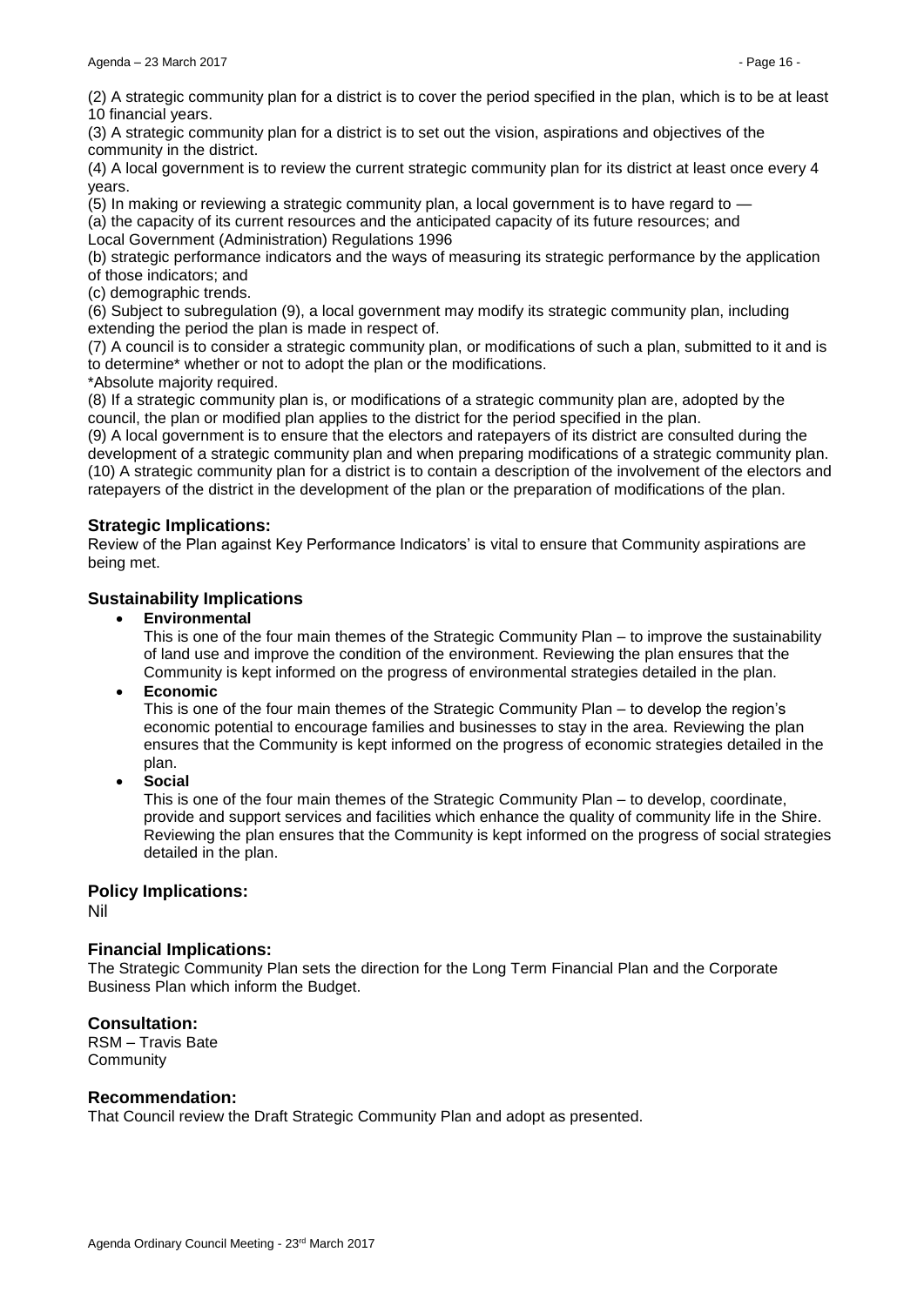(2) A strategic community plan for a district is to cover the period specified in the plan, which is to be at least 10 financial years.

(3) A strategic community plan for a district is to set out the vision, aspirations and objectives of the community in the district.

(4) A local government is to review the current strategic community plan for its district at least once every 4 years.

(5) In making or reviewing a strategic community plan, a local government is to have regard to —

(a) the capacity of its current resources and the anticipated capacity of its future resources; and

Local Government (Administration) Regulations 1996

(b) strategic performance indicators and the ways of measuring its strategic performance by the application of those indicators; and

(c) demographic trends.

(6) Subject to subregulation (9), a local government may modify its strategic community plan, including extending the period the plan is made in respect of.

(7) A council is to consider a strategic community plan, or modifications of such a plan, submitted to it and is to determine* whether or not to adopt the plan or the modifications.

*Absolute majority required.

(8) If a strategic community plan is, or modifications of a strategic community plan are, adopted by the council, the plan or modified plan applies to the district for the period specified in the plan.

(9) A local government is to ensure that the electors and ratepayers of its district are consulted during the development of a strategic community plan and when preparing modifications of a strategic community plan.

(10) A strategic community plan for a district is to contain a description of the involvement of the electors and ratepayers of the district in the development of the plan or the preparation of modifications of the plan.

### Strategic Implications:

Review of the Plan against Key Performance Indicators' is vital to ensure that Community aspirations are being met.

### Sustainability Implications

- **Environmental**

  This is one of the four main themes of the Strategic Community Plan – to improve the sustainability of land use and improve the condition of the environment. Reviewing the plan ensures that the Community is kept informed on the progress of environmental strategies detailed in the plan.

- **Economic**

  This is one of the four main themes of the Strategic Community Plan – to develop the region's economic potential to encourage families and businesses to stay in the area. Reviewing the plan ensures that the Community is kept informed on the progress of economic strategies detailed in the plan.

- **Social**

  This is one of the four main themes of the Strategic Community Plan – to develop, coordinate, provide and support services and facilities which enhance the quality of community life in the Shire. Reviewing the plan ensures that the Community is kept informed on the progress of social strategies detailed in the plan.

### Policy Implications:

Nil

### Financial Implications:

The Strategic Community Plan sets the direction for the Long Term Financial Plan and the Corporate Business Plan which inform the Budget.

### Consultation:

RSM – Travis Bate
Community

### Recommendation:

That Council review the Draft Strategic Community Plan and adopt as presented.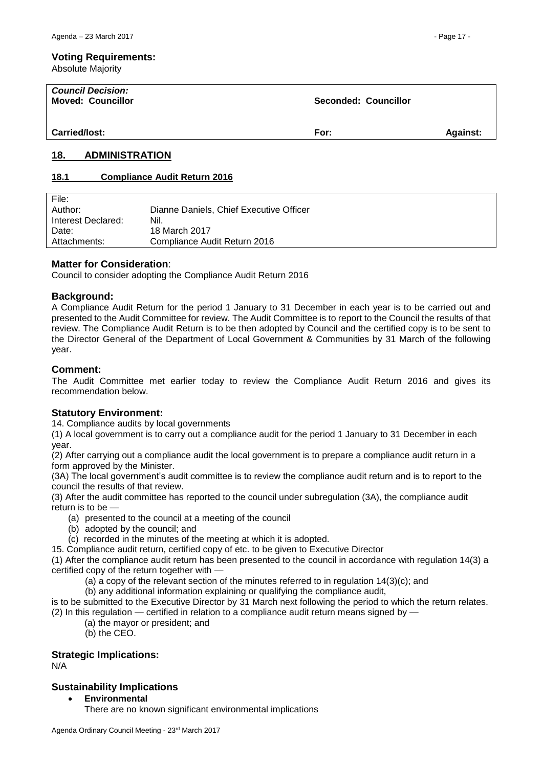**Voting Requirements:**
Absolute Majority

| *Council Decision:* | | |
|---|---|---|
| **Moved: Councillor** | **Seconded: Councillor** | |
| **Carried/lost:** | **For:** | **Against:** |

## 18. ADMINISTRATION

### 18.1 Compliance Audit Return 2016

| File: | |
|---|---|
| Author: | Dianne Daniels, Chief Executive Officer |
| Interest Declared: | Nil. |
| Date: | 18 March 2017 |
| Attachments: | Compliance Audit Return 2016 |

**Matter for Consideration**:
Council to consider adopting the Compliance Audit Return 2016

**Background:**
A Compliance Audit Return for the period 1 January to 31 December in each year is to be carried out and presented to the Audit Committee for review. The Audit Committee is to report to the Council the results of that review. The Compliance Audit Return is to be then adopted by Council and the certified copy is to be sent to the Director General of the Department of Local Government & Communities by 31 March of the following year.

**Comment:**
The Audit Committee met earlier today to review the Compliance Audit Return 2016 and gives its recommendation below.

**Statutory Environment:**
14. Compliance audits by local governments

(1) A local government is to carry out a compliance audit for the period 1 January to 31 December in each year.

(2) After carrying out a compliance audit the local government is to prepare a compliance audit return in a form approved by the Minister.

(3A) The local government's audit committee is to review the compliance audit return and is to report to the council the results of that review.

(3) After the audit committee has reported to the council under subregulation (3A), the compliance audit return is to be —

(a) presented to the council at a meeting of the council
(b) adopted by the council; and
(c) recorded in the minutes of the meeting at which it is adopted.

15. Compliance audit return, certified copy of etc. to be given to Executive Director

(1) After the compliance audit return has been presented to the council in accordance with regulation 14(3) a certified copy of the return together with —

(a) a copy of the relevant section of the minutes referred to in regulation 14(3)(c); and
(b) any additional information explaining or qualifying the compliance audit,

is to be submitted to the Executive Director by 31 March next following the period to which the return relates.

(2) In this regulation — certified in relation to a compliance audit return means signed by —

(a) the mayor or president; and
(b) the CEO.

**Strategic Implications:**
N/A

**Sustainability Implications**

- **Environmental**
  There are no known significant environmental implications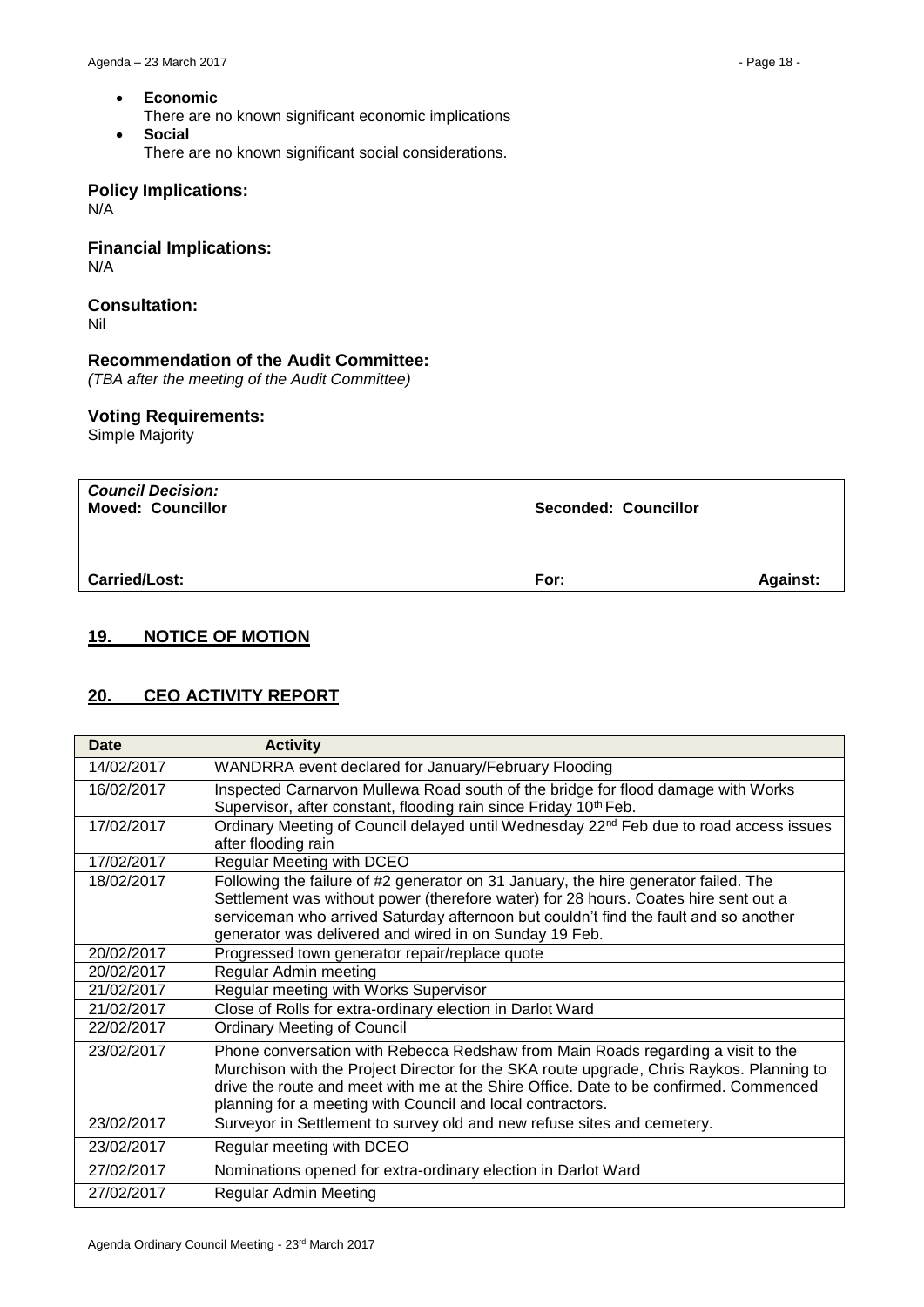- **Economic**
  There are no known significant economic implications
- **Social**
  There are no known significant social considerations.

### Policy Implications:

N/A

### Financial Implications:

N/A

### Consultation:

Nil

### Recommendation of the Audit Committee:

*(TBA after the meeting of the Audit Committee)*

### Voting Requirements:

Simple Majority

| *Council Decision:*<br>**Moved: Councillor** | **Seconded: Councillor** | |
|---|---|---|
| **Carried/Lost:** | **For:** | **Against:** |

## 19. NOTICE OF MOTION

## 20. CEO ACTIVITY REPORT

| Date | Activity |
|---|---|
| 14/02/2017 | WANDRRA event declared for January/February Flooding |
| 16/02/2017 | Inspected Carnarvon Mullewa Road south of the bridge for flood damage with Works Supervisor, after constant, flooding rain since Friday 10th Feb. |
| 17/02/2017 | Ordinary Meeting of Council delayed until Wednesday 22nd Feb due to road access issues after flooding rain |
| 17/02/2017 | Regular Meeting with DCEO |
| 18/02/2017 | Following the failure of #2 generator on 31 January, the hire generator failed. The Settlement was without power (therefore water) for 28 hours. Coates hire sent out a serviceman who arrived Saturday afternoon but couldn't find the fault and so another generator was delivered and wired in on Sunday 19 Feb. |
| 20/02/2017 | Progressed town generator repair/replace quote |
| 20/02/2017 | Regular Admin meeting |
| 21/02/2017 | Regular meeting with Works Supervisor |
| 21/02/2017 | Close of Rolls for extra-ordinary election in Darlot Ward |
| 22/02/2017 | Ordinary Meeting of Council |
| 23/02/2017 | Phone conversation with Rebecca Redshaw from Main Roads regarding a visit to the Murchison with the Project Director for the SKA route upgrade, Chris Raykos. Planning to drive the route and meet with me at the Shire Office. Date to be confirmed. Commenced planning for a meeting with Council and local contractors. |
| 23/02/2017 | Surveyor in Settlement to survey old and new refuse sites and cemetery. |
| 23/02/2017 | Regular meeting with DCEO |
| 27/02/2017 | Nominations opened for extra-ordinary election in Darlot Ward |
| 27/02/2017 | Regular Admin Meeting |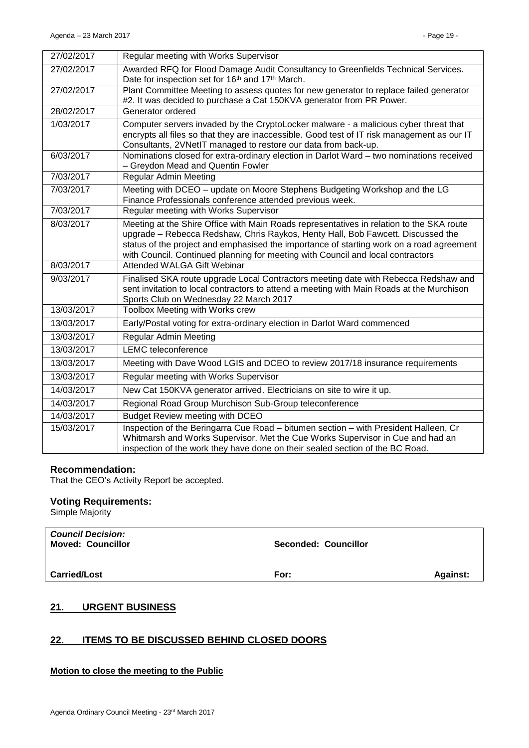| 27/02/2017 | Regular meeting with Works Supervisor |
| --- | --- |
| 27/02/2017 | Awarded RFQ for Flood Damage Audit Consultancy to Greenfields Technical Services. Date for inspection set for 16th and 17th March. |
| 27/02/2017 | Plant Committee Meeting to assess quotes for new generator to replace failed generator #2. It was decided to purchase a Cat 150KVA generator from PR Power. |
| 28/02/2017 | Generator ordered |
| 1/03/2017 | Computer servers invaded by the CryptoLocker malware - a malicious cyber threat that encrypts all files so that they are inaccessible. Good test of IT risk management as our IT Consultants, 2VNetIT managed to restore our data from back-up. |
| 6/03/2017 | Nominations closed for extra-ordinary election in Darlot Ward – two nominations received – Greydon Mead and Quentin Fowler |
| 7/03/2017 | Regular Admin Meeting |
| 7/03/2017 | Meeting with DCEO – update on Moore Stephens Budgeting Workshop and the LG Finance Professionals conference attended previous week. |
| 7/03/2017 | Regular meeting with Works Supervisor |
| 8/03/2017 | Meeting at the Shire Office with Main Roads representatives in relation to the SKA route upgrade – Rebecca Redshaw, Chris Raykos, Henty Hall, Bob Fawcett. Discussed the status of the project and emphasised the importance of starting work on a road agreement with Council. Continued planning for meeting with Council and local contractors |
| 8/03/2017 | Attended WALGA Gift Webinar |
| 9/03/2017 | Finalised SKA route upgrade Local Contractors meeting date with Rebecca Redshaw and sent invitation to local contractors to attend a meeting with Main Roads at the Murchison Sports Club on Wednesday 22 March 2017 |
| 13/03/2017 | Toolbox Meeting with Works crew |
| 13/03/2017 | Early/Postal voting for extra-ordinary election in Darlot Ward commenced |
| 13/03/2017 | Regular Admin Meeting |
| 13/03/2017 | LEMC teleconference |
| 13/03/2017 | Meeting with Dave Wood LGIS and DCEO to review 2017/18 insurance requirements |
| 13/03/2017 | Regular meeting with Works Supervisor |
| 14/03/2017 | New Cat 150KVA generator arrived. Electricians on site to wire it up. |
| 14/03/2017 | Regional Road Group Murchison Sub-Group teleconference |
| 14/03/2017 | Budget Review meeting with DCEO |
| 15/03/2017 | Inspection of the Beringarra Cue Road – bitumen section – with President Halleen, Cr Whitmarsh and Works Supervisor. Met the Cue Works Supervisor in Cue and had an inspection of the work they have done on their sealed section of the BC Road. |

### Recommendation:

That the CEO's Activity Report be accepted.

### Voting Requirements:

Simple Majority

| *Council Decision:* **Moved: Councillor** | **Seconded: Councillor** | |
| --- | --- | --- |
| **Carried/Lost** | **For:** | **Against:** |

## 21. URGENT BUSINESS

## 22. ITEMS TO BE DISCUSSED BEHIND CLOSED DOORS

**Motion to close the meeting to the Public**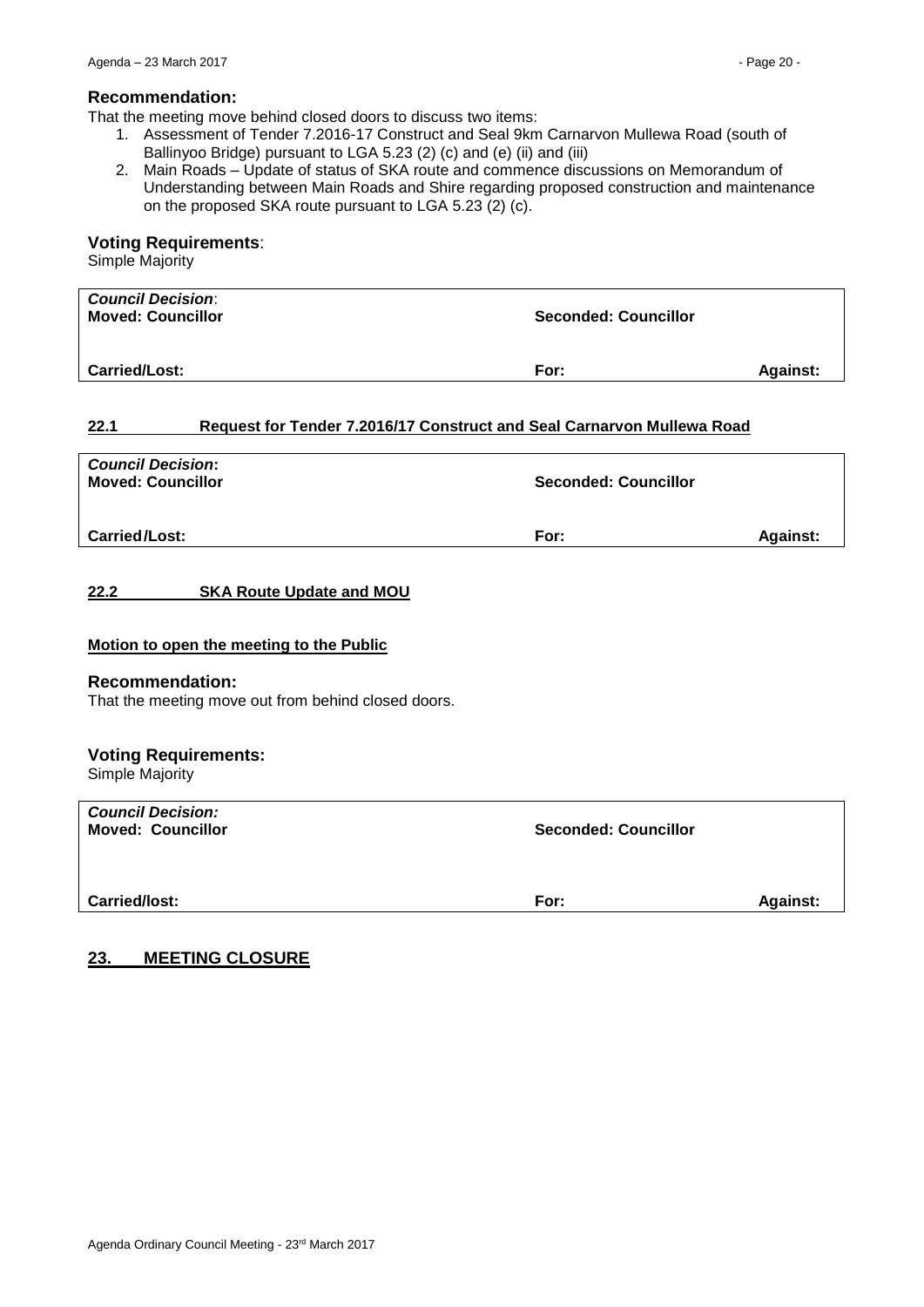### Recommendation:

That the meeting move behind closed doors to discuss two items:

1. Assessment of Tender 7.2016-17 Construct and Seal 9km Carnarvon Mullewa Road (south of Ballinyoo Bridge) pursuant to LGA 5.23 (2) (c) and (e) (ii) and (iii)
2. Main Roads – Update of status of SKA route and commence discussions on Memorandum of Understanding between Main Roads and Shire regarding proposed construction and maintenance on the proposed SKA route pursuant to LGA 5.23 (2) (c).

### Voting Requirements:

Simple Majority

| | | |
|---|---|---|
| ***Council Decision*:** | | |
| **Moved: Councillor** | **Seconded: Councillor** | |
| **Carried/Lost:** | **For:** | **Against:** |

## 22.1 Request for Tender 7.2016/17 Construct and Seal Carnarvon Mullewa Road

| | | |
|---|---|---|
| ***Council Decision*:** | | |
| **Moved: Councillor** | **Seconded: Councillor** | |
| **Carried/Lost:** | **For:** | **Against:** |

## 22.2 SKA Route Update and MOU

**Motion to open the meeting to the Public**

### Recommendation:

That the meeting move out from behind closed doors.

### Voting Requirements:

Simple Majority

| | | |
|---|---|---|
| ***Council Decision:*** | | |
| **Moved: Councillor** | **Seconded: Councillor** | |
| **Carried/lost:** | **For:** | **Against:** |

## 23. MEETING CLOSURE